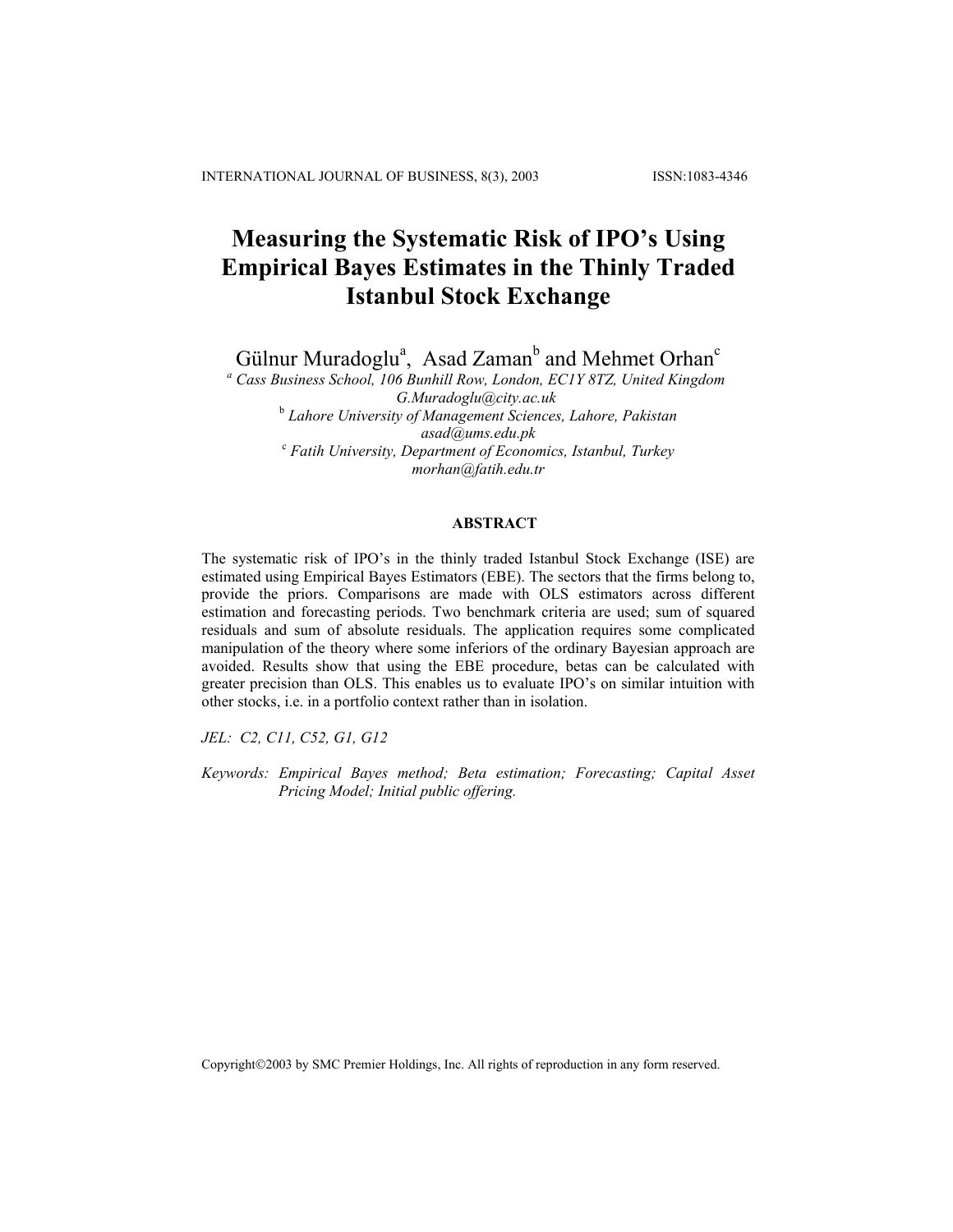# Measuring the Systematic Risk of IPO's Using Empirical Bayes Estimates in the Thinly Traded Istanbul Stock Exchange

Gülnur Muradoglu[a], Asad Zaman[b] and Mehmet Orhan[c]

[a] *Cass Business School, 106 Bunhill Row, London, EC1Y 8TZ, United Kingdom*
*G.Muradoglu@city.ac.uk*

[b] *Lahore University of Management Sciences, Lahore, Pakistan*
*asad@ums.edu.pk*

[c] *Fatih University, Department of Economics, Istanbul, Turkey*
*morhan@fatih.edu.tr*

## ABSTRACT

The systematic risk of IPO's in the thinly traded Istanbul Stock Exchange (ISE) are estimated using Empirical Bayes Estimators (EBE). The sectors that the firms belong to, provide the priors. Comparisons are made with OLS estimators across different estimation and forecasting periods. Two benchmark criteria are used; sum of squared residuals and sum of absolute residuals. The application requires some complicated manipulation of the theory where some inferiors of the ordinary Bayesian approach are avoided. Results show that using the EBE procedure, betas can be calculated with greater precision than OLS. This enables us to evaluate IPO's on similar intuition with other stocks, i.e. in a portfolio context rather than in isolation.

*JEL: C2, C11, C52, G1, G12*

*Keywords: Empirical Bayes method; Beta estimation; Forecasting; Capital Asset Pricing Model; Initial public offering.*

Copyright©2003 by SMC Premier Holdings, Inc. All rights of reproduction in any form reserved.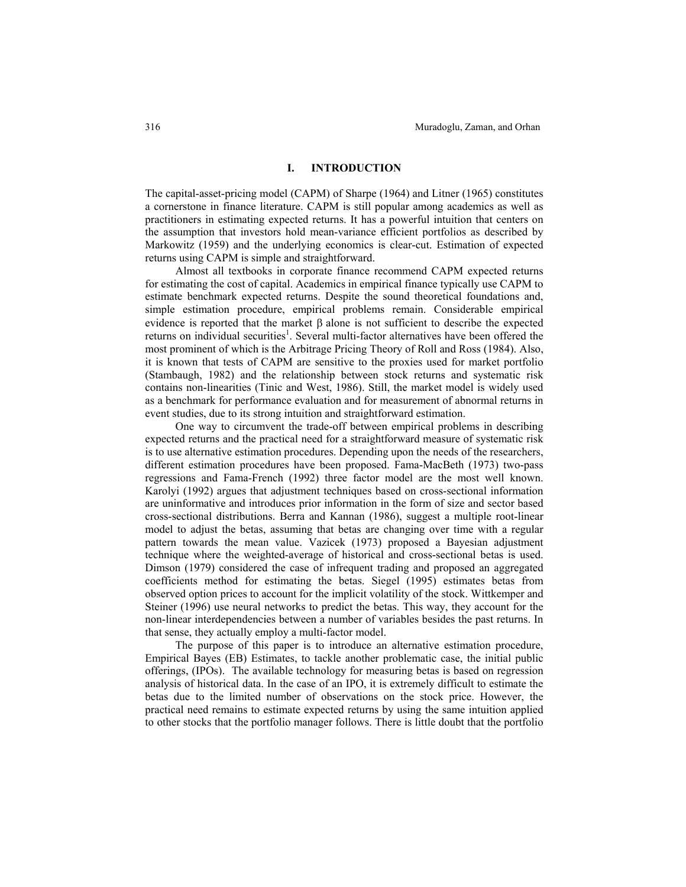## I. INTRODUCTION

The capital-asset-pricing model (CAPM) of Sharpe (1964) and Litner (1965) constitutes a cornerstone in finance literature. CAPM is still popular among academics as well as practitioners in estimating expected returns. It has a powerful intuition that centers on the assumption that investors hold mean-variance efficient portfolios as described by Markowitz (1959) and the underlying economics is clear-cut. Estimation of expected returns using CAPM is simple and straightforward.

Almost all textbooks in corporate finance recommend CAPM expected returns for estimating the cost of capital. Academics in empirical finance typically use CAPM to estimate benchmark expected returns. Despite the sound theoretical foundations and, simple estimation procedure, empirical problems remain. Considerable empirical evidence is reported that the market $\beta$ alone is not sufficient to describe the expected returns on individual securities[1]. Several multi-factor alternatives have been offered the most prominent of which is the Arbitrage Pricing Theory of Roll and Ross (1984). Also, it is known that tests of CAPM are sensitive to the proxies used for market portfolio (Stambaugh, 1982) and the relationship between stock returns and systematic risk contains non-linearities (Tinic and West, 1986). Still, the market model is widely used as a benchmark for performance evaluation and for measurement of abnormal returns in event studies, due to its strong intuition and straightforward estimation.

One way to circumvent the trade-off between empirical problems in describing expected returns and the practical need for a straightforward measure of systematic risk is to use alternative estimation procedures. Depending upon the needs of the researchers, different estimation procedures have been proposed. Fama-MacBeth (1973) two-pass regressions and Fama-French (1992) three factor model are the most well known. Karolyi (1992) argues that adjustment techniques based on cross-sectional information are uninformative and introduces prior information in the form of size and sector based cross-sectional distributions. Berra and Kannan (1986), suggest a multiple root-linear model to adjust the betas, assuming that betas are changing over time with a regular pattern towards the mean value. Vazicek (1973) proposed a Bayesian adjustment technique where the weighted-average of historical and cross-sectional betas is used. Dimson (1979) considered the case of infrequent trading and proposed an aggregated coefficients method for estimating the betas. Siegel (1995) estimates betas from observed option prices to account for the implicit volatility of the stock. Wittkemper and Steiner (1996) use neural networks to predict the betas. This way, they account for the non-linear interdependencies between a number of variables besides the past returns. In that sense, they actually employ a multi-factor model.

The purpose of this paper is to introduce an alternative estimation procedure, Empirical Bayes (EB) Estimates, to tackle another problematic case, the initial public offerings, (IPOs). The available technology for measuring betas is based on regression analysis of historical data. In the case of an IPO, it is extremely difficult to estimate the betas due to the limited number of observations on the stock price. However, the practical need remains to estimate expected returns by using the same intuition applied to other stocks that the portfolio manager follows. There is little doubt that the portfolio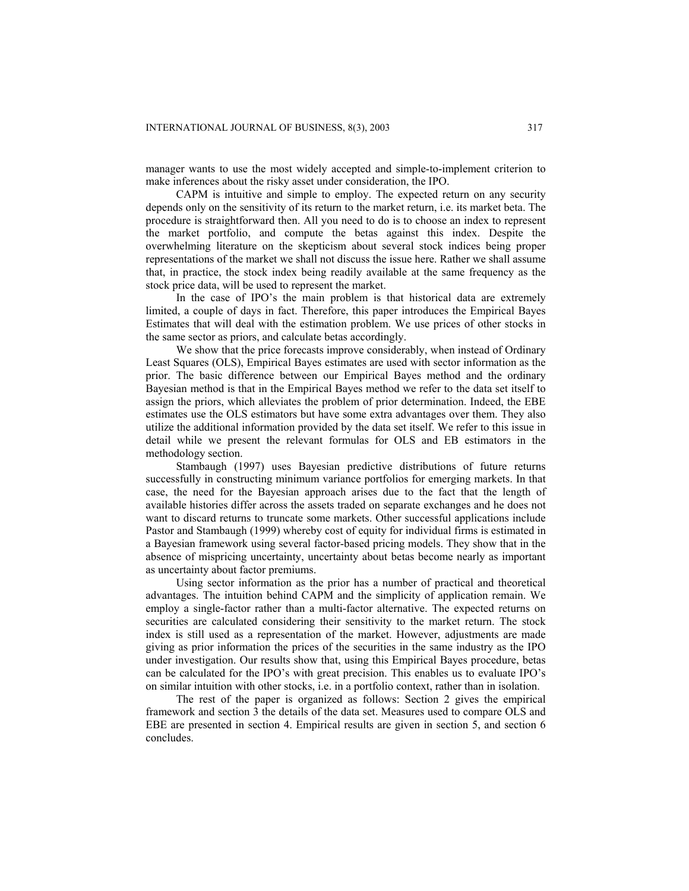manager wants to use the most widely accepted and simple-to-implement criterion to make inferences about the risky asset under consideration, the IPO.

CAPM is intuitive and simple to employ. The expected return on any security depends only on the sensitivity of its return to the market return, i.e. its market beta. The procedure is straightforward then. All you need to do is to choose an index to represent the market portfolio, and compute the betas against this index. Despite the overwhelming literature on the skepticism about several stock indices being proper representations of the market we shall not discuss the issue here. Rather we shall assume that, in practice, the stock index being readily available at the same frequency as the stock price data, will be used to represent the market.

In the case of IPO's the main problem is that historical data are extremely limited, a couple of days in fact. Therefore, this paper introduces the Empirical Bayes Estimates that will deal with the estimation problem. We use prices of other stocks in the same sector as priors, and calculate betas accordingly.

We show that the price forecasts improve considerably, when instead of Ordinary Least Squares (OLS), Empirical Bayes estimates are used with sector information as the prior. The basic difference between our Empirical Bayes method and the ordinary Bayesian method is that in the Empirical Bayes method we refer to the data set itself to assign the priors, which alleviates the problem of prior determination. Indeed, the EBE estimates use the OLS estimators but have some extra advantages over them. They also utilize the additional information provided by the data set itself. We refer to this issue in detail while we present the relevant formulas for OLS and EB estimators in the methodology section.

Stambaugh (1997) uses Bayesian predictive distributions of future returns successfully in constructing minimum variance portfolios for emerging markets. In that case, the need for the Bayesian approach arises due to the fact that the length of available histories differ across the assets traded on separate exchanges and he does not want to discard returns to truncate some markets. Other successful applications include Pastor and Stambaugh (1999) whereby cost of equity for individual firms is estimated in a Bayesian framework using several factor-based pricing models. They show that in the absence of mispricing uncertainty, uncertainty about betas become nearly as important as uncertainty about factor premiums.

Using sector information as the prior has a number of practical and theoretical advantages. The intuition behind CAPM and the simplicity of application remain. We employ a single-factor rather than a multi-factor alternative. The expected returns on securities are calculated considering their sensitivity to the market return. The stock index is still used as a representation of the market. However, adjustments are made giving as prior information the prices of the securities in the same industry as the IPO under investigation. Our results show that, using this Empirical Bayes procedure, betas can be calculated for the IPO's with great precision. This enables us to evaluate IPO's on similar intuition with other stocks, i.e. in a portfolio context, rather than in isolation.

The rest of the paper is organized as follows: Section 2 gives the empirical framework and section 3 the details of the data set. Measures used to compare OLS and EBE are presented in section 4. Empirical results are given in section 5, and section 6 concludes.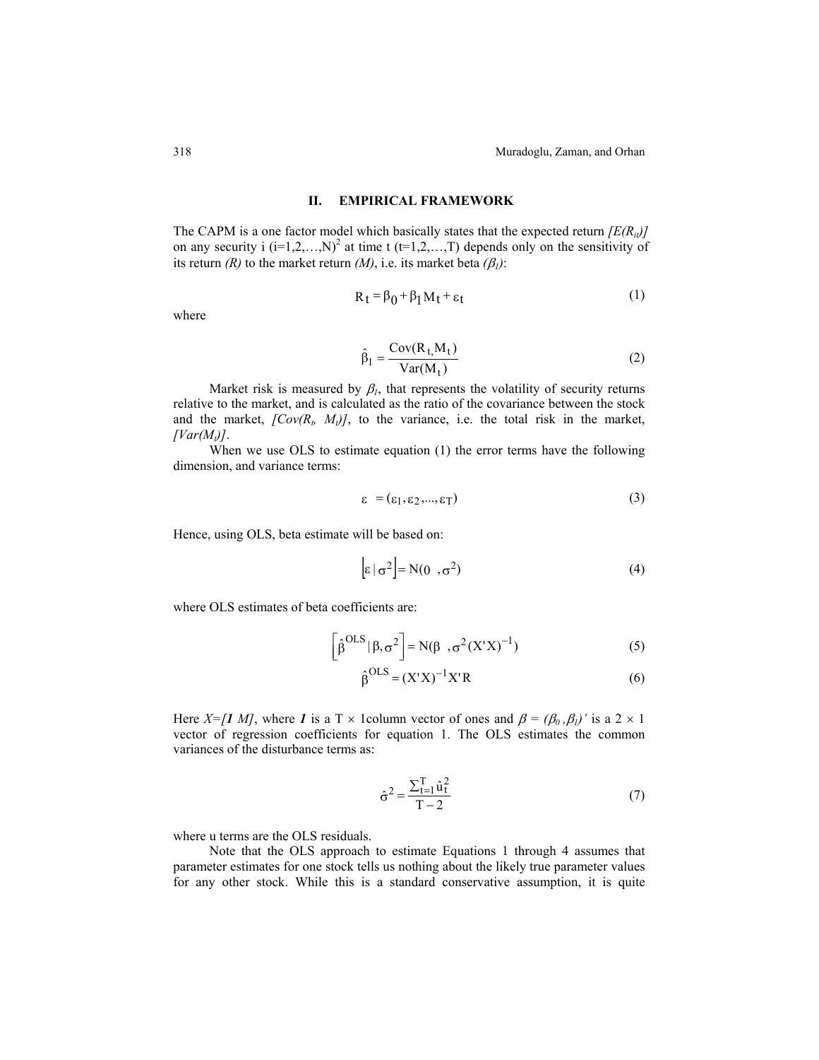## II. EMPIRICAL FRAMEWORK

The CAPM is a one factor model which basically states that the expected return *[E(R$_{it}$)]* on any security i (i=1,2,…,N)[2] at time t (t=1,2,…,T) depends only on the sensitivity of its return *(R)* to the market return *(M)*, i.e. its market beta *($\beta_1$)*:

$$R_t = \beta_0 + \beta_1 M_t + \varepsilon_t \tag{1}$$

where

$$\hat{\beta}_1 = \frac{Cov(R_t, M_t)}{Var(M_t)} \tag{2}$$

Market risk is measured by $\beta_1$, that represents the volatility of security returns relative to the market, and is calculated as the ratio of the covariance between the stock and the market, *[Cov(R$_t$, M$_t$)]*, to the variance, i.e. the total risk in the market, *[Var(M$_t$)]*.

When we use OLS to estimate equation (1) the error terms have the following dimension, and variance terms:

$$\varepsilon = (\varepsilon_1, \varepsilon_2, ..., \varepsilon_T) \tag{3}$$

Hence, using OLS, beta estimate will be based on:

$$\left[\varepsilon \mid \sigma^2\right] = N(0 \ , \sigma^2) \tag{4}$$

where OLS estimates of beta coefficients are:

$$\left[\hat{\beta}^{OLS} \mid \beta, \sigma^2\right] = N(\beta \ , \sigma^2 (X'X)^{-1}) \tag{5}$$

$$\hat{\beta}^{OLS} = (X'X)^{-1} X'R \tag{6}$$

Here *X=[**1** M]*, where ***1*** is a T × 1column vector of ones and $\beta = (\beta_0, \beta_1)'$ is a 2 × 1 vector of regression coefficients for equation 1. The OLS estimates the common variances of the disturbance terms as:

$$\hat{\sigma}^2 = \frac{\sum_{t=1}^{T} \hat{u}_t^2}{T-2} \tag{7}$$

where u terms are the OLS residuals.

Note that the OLS approach to estimate Equations 1 through 4 assumes that parameter estimates for one stock tells us nothing about the likely true parameter values for any other stock. While this is a standard conservative assumption, it is quite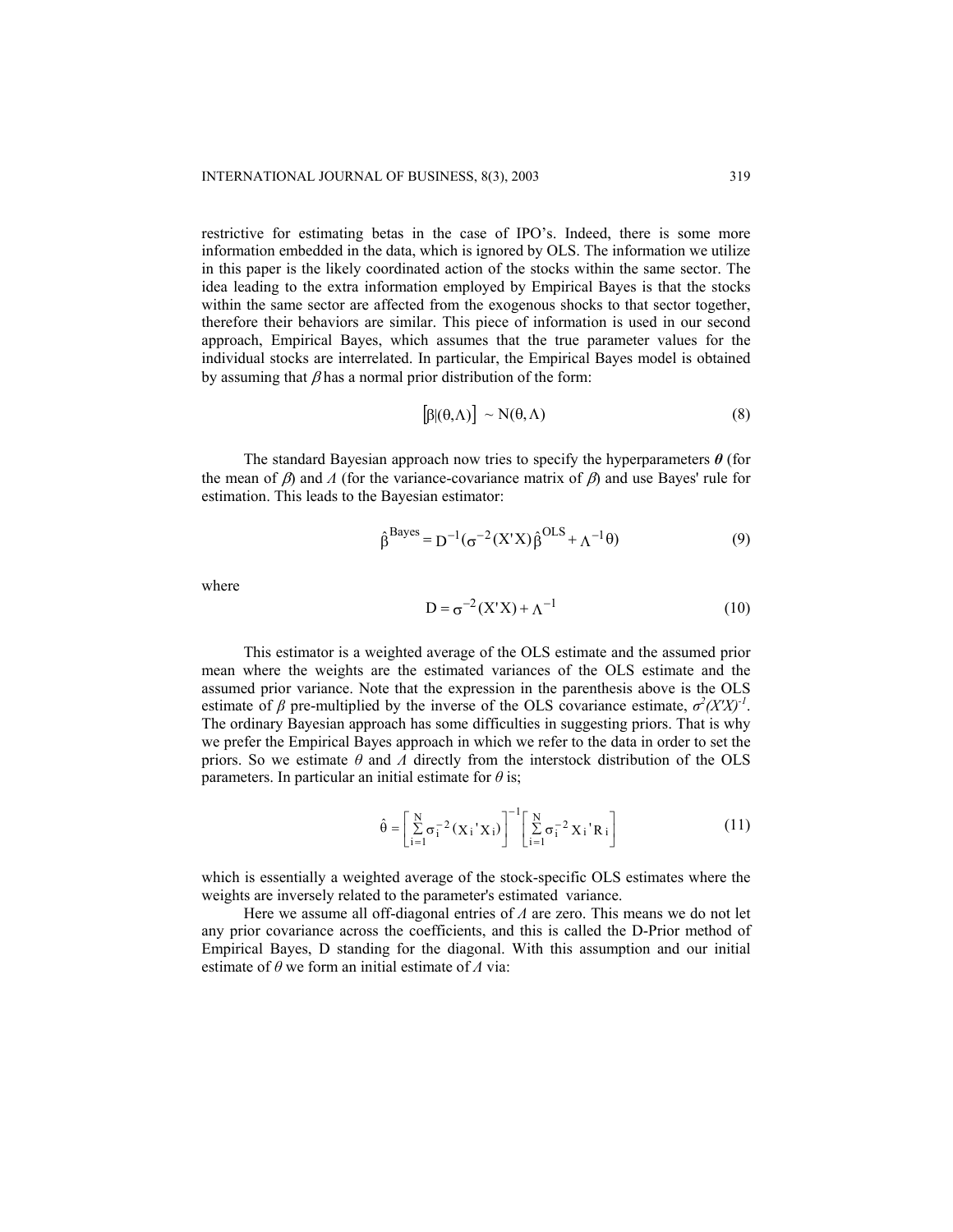restrictive for estimating betas in the case of IPO's. Indeed, there is some more information embedded in the data, which is ignored by OLS. The information we utilize in this paper is the likely coordinated action of the stocks within the same sector. The idea leading to the extra information employed by Empirical Bayes is that the stocks within the same sector are affected from the exogenous shocks to that sector together, therefore their behaviors are similar. This piece of information is used in our second approach, Empirical Bayes, which assumes that the true parameter values for the individual stocks are interrelated. In particular, the Empirical Bayes model is obtained by assuming that $\beta$ has a normal prior distribution of the form:

$$[\beta|(\theta,\Lambda)] \sim N(\theta,\Lambda) \tag{8}$$

The standard Bayesian approach now tries to specify the hyperparameters $\boldsymbol{\theta}$ (for the mean of $\beta$) and $\Lambda$ (for the variance-covariance matrix of $\beta$) and use Bayes' rule for estimation. This leads to the Bayesian estimator:

$$\hat{\beta}^{\text{Bayes}} = D^{-1}(\sigma^{-2}(X'X)\hat{\beta}^{\text{OLS}} + \Lambda^{-1}\theta) \tag{9}$$

where

$$D = \sigma^{-2}(X'X) + \Lambda^{-1} \tag{10}$$

This estimator is a weighted average of the OLS estimate and the assumed prior mean where the weights are the estimated variances of the OLS estimate and the assumed prior variance. Note that the expression in the parenthesis above is the OLS estimate of $\beta$ pre-multiplied by the inverse of the OLS covariance estimate, $\sigma^2(X'X)^{-1}$. The ordinary Bayesian approach has some difficulties in suggesting priors. That is why we prefer the Empirical Bayes approach in which we refer to the data in order to set the priors. So we estimate $\theta$ and $\Lambda$ directly from the interstock distribution of the OLS parameters. In particular an initial estimate for $\theta$ is;

$$\hat{\theta} = \left[\sum_{i=1}^{N}\sigma_i^{-2}(X_i{}'X_i)\right]^{-1}\left[\sum_{i=1}^{N}\sigma_i^{-2}X_i{}'R_i\right] \tag{11}$$

which is essentially a weighted average of the stock-specific OLS estimates where the weights are inversely related to the parameter's estimated variance.

Here we assume all off-diagonal entries of $\Lambda$ are zero. This means we do not let any prior covariance across the coefficients, and this is called the D-Prior method of Empirical Bayes, D standing for the diagonal. With this assumption and our initial estimate of $\theta$ we form an initial estimate of $\Lambda$ via: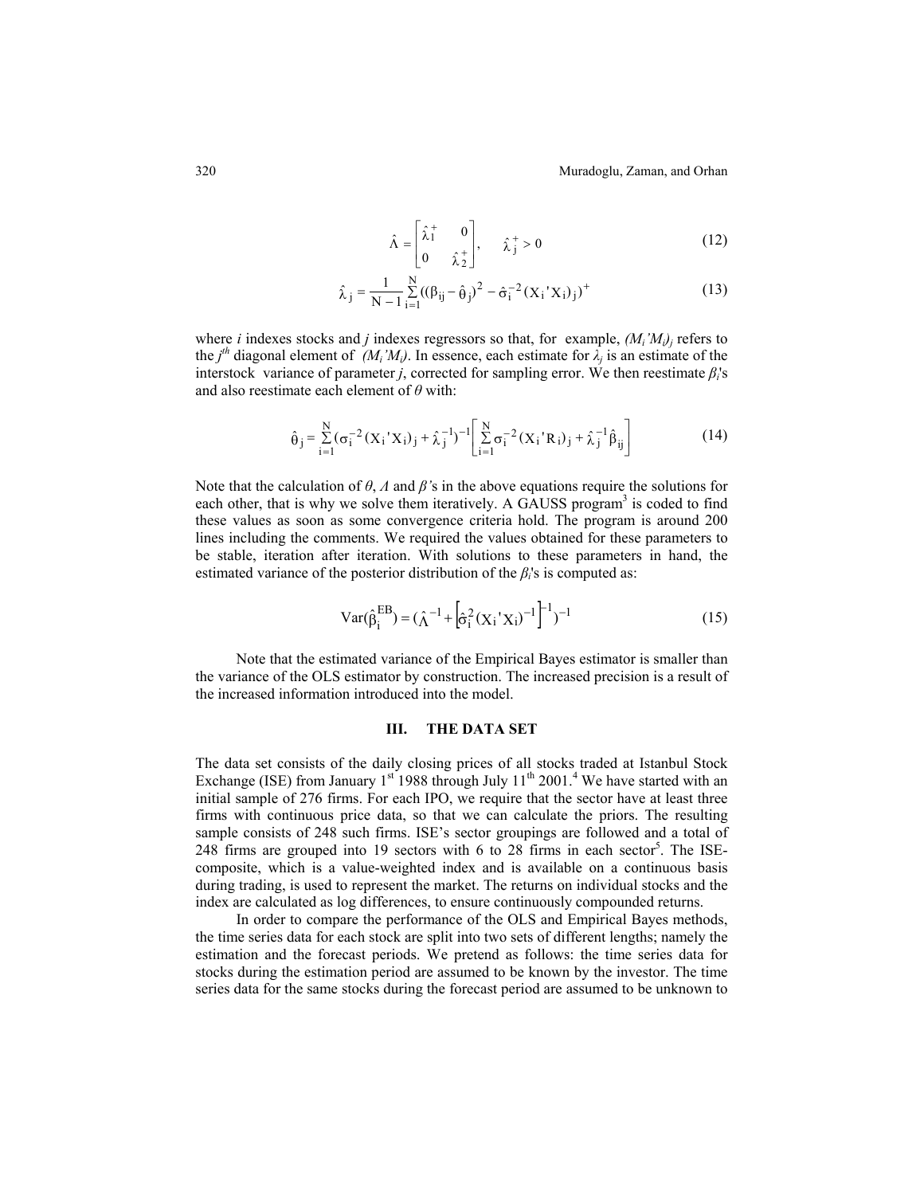$$\hat{\Lambda} = \begin{bmatrix} \hat{\lambda}_1^+ & 0 \\ 0 & \hat{\lambda}_2^+ \end{bmatrix}, \quad \hat{\lambda}_j^+ > 0 \tag{12}$$

$$\hat{\lambda}_j = \frac{1}{N-1} \sum_{i=1}^{N} ((\beta_{ij} - \hat{\theta}_j)^2 - \hat{\sigma}_i^{-2} (X_i{'}X_i)_j)^+ \tag{13}$$

where $i$ indexes stocks and $j$ indexes regressors so that, for example, $(M_i{'}M_i)_j$ refers to the $j^{th}$ diagonal element of $(M_i{'}M_i)$. In essence, each estimate for $\lambda_j$ is an estimate of the interstock variance of parameter $j$, corrected for sampling error. We then reestimate $\beta_i$'s and also reestimate each element of $\theta$ with:

$$\hat{\theta}_j = \sum_{i=1}^{N} (\sigma_i^{-2} (X_i{'}X_i)_j + \hat{\lambda}_j^{-1})^{-1} \left[ \sum_{i=1}^{N} \sigma_i^{-2} (X_i{'}R_i)_j + \hat{\lambda}_j^{-1} \hat{\beta}_{ij} \right] \tag{14}$$

Note that the calculation of $\theta$, $\Lambda$ and $\beta$'s in the above equations require the solutions for each other, that is why we solve them iteratively. A GAUSS program[3] is coded to find these values as soon as some convergence criteria hold. The program is around 200 lines including the comments. We required the values obtained for these parameters to be stable, iteration after iteration. With solutions to these parameters in hand, the estimated variance of the posterior distribution of the $\beta_i$'s is computed as:

$$\mathrm{Var}(\hat{\beta}_i^{EB}) = (\hat{\Lambda}^{-1} + \left[ \hat{\sigma}_i^2 (X_i{'}X_i)^{-1} \right]^{-1})^{-1} \tag{15}$$

Note that the estimated variance of the Empirical Bayes estimator is smaller than the variance of the OLS estimator by construction. The increased precision is a result of the increased information introduced into the model.

## III. THE DATA SET

The data set consists of the daily closing prices of all stocks traded at Istanbul Stock Exchange (ISE) from January 1st 1988 through July 11th 2001.[4] We have started with an initial sample of 276 firms. For each IPO, we require that the sector have at least three firms with continuous price data, so that we can calculate the priors. The resulting sample consists of 248 such firms. ISE's sector groupings are followed and a total of 248 firms are grouped into 19 sectors with 6 to 28 firms in each sector[5]. The ISE-composite, which is a value-weighted index and is available on a continuous basis during trading, is used to represent the market. The returns on individual stocks and the index are calculated as log differences, to ensure continuously compounded returns.

In order to compare the performance of the OLS and Empirical Bayes methods, the time series data for each stock are split into two sets of different lengths; namely the estimation and the forecast periods. We pretend as follows: the time series data for stocks during the estimation period are assumed to be known by the investor. The time series data for the same stocks during the forecast period are assumed to be unknown to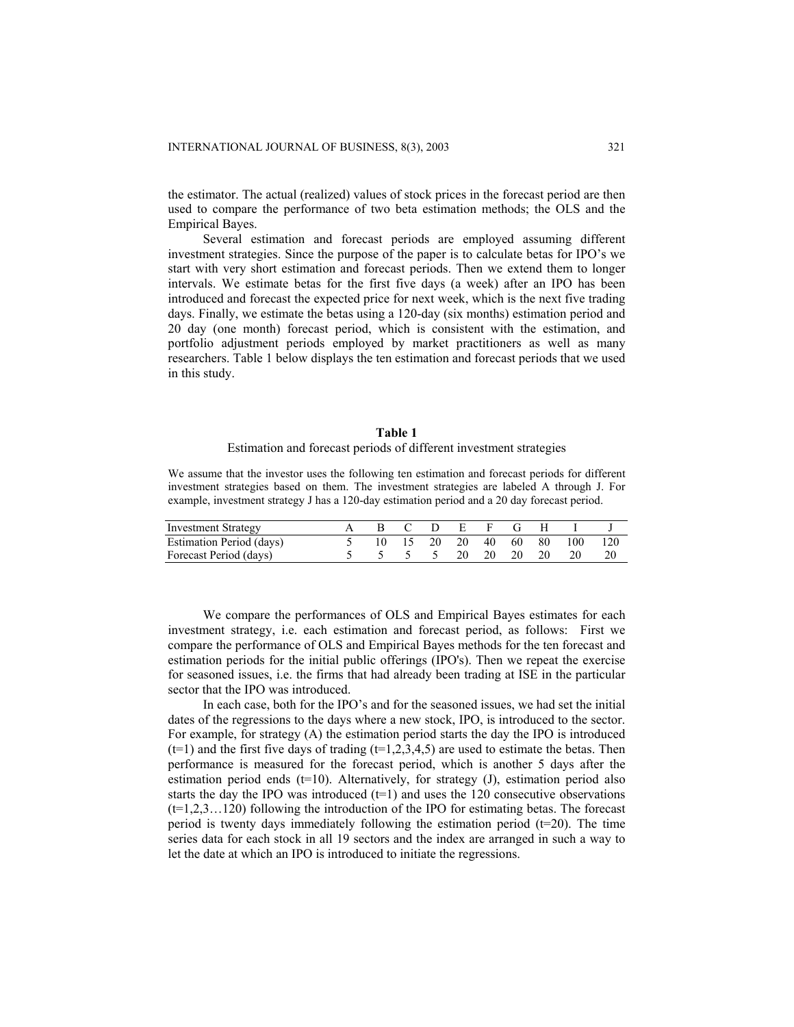the estimator. The actual (realized) values of stock prices in the forecast period are then used to compare the performance of two beta estimation methods; the OLS and the Empirical Bayes.

Several estimation and forecast periods are employed assuming different investment strategies. Since the purpose of the paper is to calculate betas for IPO's we start with very short estimation and forecast periods. Then we extend them to longer intervals. We estimate betas for the first five days (a week) after an IPO has been introduced and forecast the expected price for next week, which is the next five trading days. Finally, we estimate the betas using a 120-day (six months) estimation period and 20 day (one month) forecast period, which is consistent with the estimation, and portfolio adjustment periods employed by market practitioners as well as many researchers. Table 1 below displays the ten estimation and forecast periods that we used in this study.

**Table 1**

Estimation and forecast periods of different investment strategies

We assume that the investor uses the following ten estimation and forecast periods for different investment strategies based on them. The investment strategies are labeled A through J. For example, investment strategy J has a 120-day estimation period and a 20 day forecast period.

| Investment Strategy | A | B | C | D | E | F | G | H | I | J |
|---|---|---|---|---|---|---|---|---|---|---|
| Estimation Period (days) | 5 | 10 | 15 | 20 | 20 | 40 | 60 | 80 | 100 | 120 |
| Forecast Period (days) | 5 | 5 | 5 | 5 | 20 | 20 | 20 | 20 | 20 | 20 |

We compare the performances of OLS and Empirical Bayes estimates for each investment strategy, i.e. each estimation and forecast period, as follows: First we compare the performance of OLS and Empirical Bayes methods for the ten forecast and estimation periods for the initial public offerings (IPO's). Then we repeat the exercise for seasoned issues, i.e. the firms that had already been trading at ISE in the particular sector that the IPO was introduced.

In each case, both for the IPO's and for the seasoned issues, we had set the initial dates of the regressions to the days where a new stock, IPO, is introduced to the sector. For example, for strategy (A) the estimation period starts the day the IPO is introduced ($t=1$) and the first five days of trading ($t=1,2,3,4,5$) are used to estimate the betas. Then performance is measured for the forecast period, which is another 5 days after the estimation period ends ($t=10$). Alternatively, for strategy (J), estimation period also starts the day the IPO was introduced ($t=1$) and uses the 120 consecutive observations ($t=1,2,3\ldots120$) following the introduction of the IPO for estimating betas. The forecast period is twenty days immediately following the estimation period ($t=20$). The time series data for each stock in all 19 sectors and the index are arranged in such a way to let the date at which an IPO is introduced to initiate the regressions.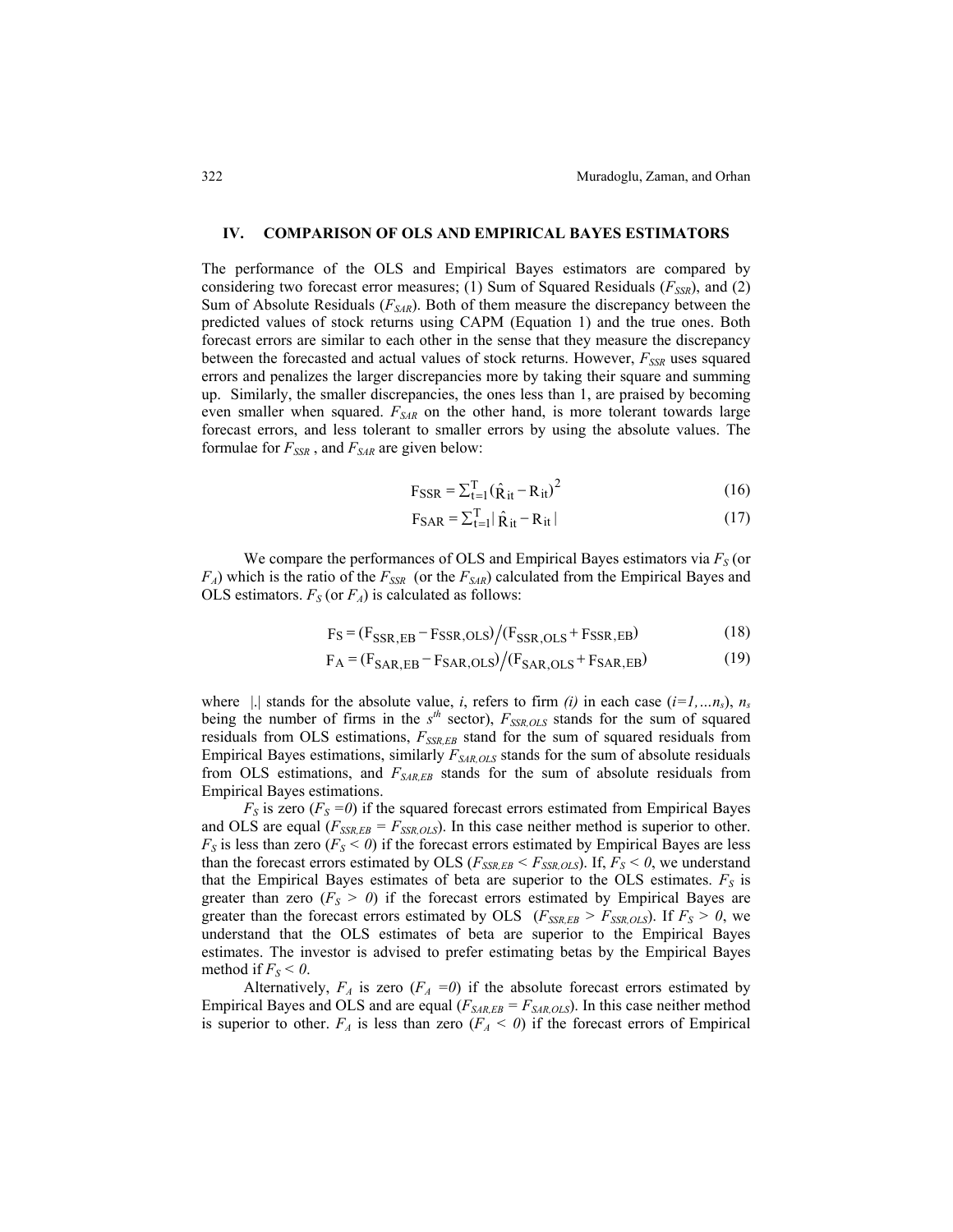## IV. COMPARISON OF OLS AND EMPIRICAL BAYES ESTIMATORS

The performance of the OLS and Empirical Bayes estimators are compared by considering two forecast error measures; (1) Sum of Squared Residuals ($F_{SSR}$), and (2) Sum of Absolute Residuals ($F_{SAR}$). Both of them measure the discrepancy between the predicted values of stock returns using CAPM (Equation 1) and the true ones. Both forecast errors are similar to each other in the sense that they measure the discrepancy between the forecasted and actual values of stock returns. However, $F_{SSR}$ uses squared errors and penalizes the larger discrepancies more by taking their square and summing up. Similarly, the smaller discrepancies, the ones less than 1, are praised by becoming even smaller when squared. $F_{SAR}$ on the other hand, is more tolerant towards large forecast errors, and less tolerant to smaller errors by using the absolute values. The formulae for $F_{SSR}$ , and $F_{SAR}$ are given below:

$$F_{SSR} = \sum_{t=1}^{T} (\hat{R}_{it} - R_{it})^2 \tag{16}$$

$$F_{SAR} = \sum_{t=1}^{T} | \hat{R}_{it} - R_{it} | \tag{17}$$

We compare the performances of OLS and Empirical Bayes estimators via $F_S$ (or $F_A$) which is the ratio of the $F_{SSR}$ (or the $F_{SAR}$) calculated from the Empirical Bayes and OLS estimators. $F_S$ (or $F_A$) is calculated as follows:

$$F_S = (F_{SSR,EB} - F_{SSR,OLS}) \big/ (F_{SSR,OLS} + F_{SSR,EB}) \tag{18}$$

$$F_A = (F_{SAR,EB} - F_{SAR,OLS}) \big/ (F_{SAR,OLS} + F_{SAR,EB}) \tag{19}$$

where |.| stands for the absolute value, $i$, refers to firm *(i)* in each case ($i=1,\ldots n_s$), $n_s$ being the number of firms in the $s^{th}$ sector), $F_{SSR,OLS}$ stands for the sum of squared residuals from OLS estimations, $F_{SSR,EB}$ stand for the sum of squared residuals from Empirical Bayes estimations, similarly $F_{SAR,OLS}$ stands for the sum of absolute residuals from OLS estimations, and $F_{SAR,EB}$ stands for the sum of absolute residuals from Empirical Bayes estimations.

$F_S$ is zero ($F_S = 0$) if the squared forecast errors estimated from Empirical Bayes and OLS are equal ($F_{SSR,EB} = F_{SSR,OLS}$). In this case neither method is superior to other. $F_S$ is less than zero ($F_S < 0$) if the forecast errors estimated by Empirical Bayes are less than the forecast errors estimated by OLS ($F_{SSR,EB} < F_{SSR,OLS}$). If, $F_S < 0$, we understand that the Empirical Bayes estimates of beta are superior to the OLS estimates. $F_S$ is greater than zero ($F_S > 0$) if the forecast errors estimated by Empirical Bayes are greater than the forecast errors estimated by OLS ($F_{SSR,EB} > F_{SSR,OLS}$). If $F_S > 0$, we understand that the OLS estimates of beta are superior to the Empirical Bayes estimates. The investor is advised to prefer estimating betas by the Empirical Bayes method if $F_S < 0$.

Alternatively, $F_A$ is zero ($F_A = 0$) if the absolute forecast errors estimated by Empirical Bayes and OLS and are equal ($F_{SAR,EB} = F_{SAR,OLS}$). In this case neither method is superior to other. $F_A$ is less than zero ($F_A < 0$) if the forecast errors of Empirical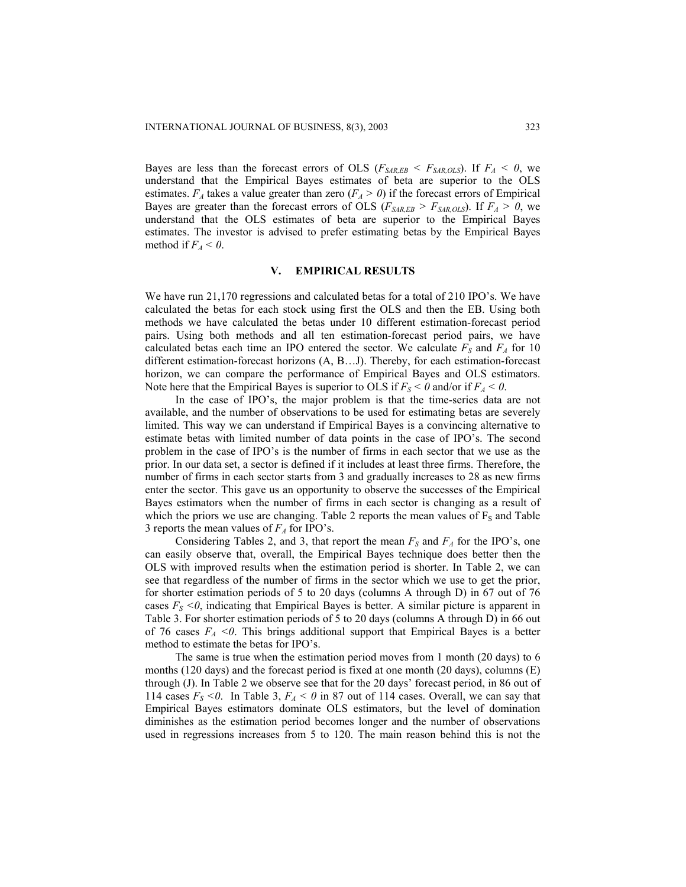Bayes are less than the forecast errors of OLS ($F_{SAR,EB} < F_{SAR,OLS}$). If $F_A < 0$, we understand that the Empirical Bayes estimates of beta are superior to the OLS estimates. $F_A$ takes a value greater than zero ($F_A > 0$) if the forecast errors of Empirical Bayes are greater than the forecast errors of OLS ($F_{SAR,EB} > F_{SAR,OLS}$). If $F_A > 0$, we understand that the OLS estimates of beta are superior to the Empirical Bayes estimates. The investor is advised to prefer estimating betas by the Empirical Bayes method if $F_A < 0$.

## V. EMPIRICAL RESULTS

We have run 21,170 regressions and calculated betas for a total of 210 IPO's. We have calculated the betas for each stock using first the OLS and then the EB. Using both methods we have calculated the betas under 10 different estimation-forecast period pairs. Using both methods and all ten estimation-forecast period pairs, we have calculated betas each time an IPO entered the sector. We calculate $F_S$ and $F_A$ for 10 different estimation-forecast horizons (A, B…J). Thereby, for each estimation-forecast horizon, we can compare the performance of Empirical Bayes and OLS estimators. Note here that the Empirical Bayes is superior to OLS if $F_S < 0$ and/or if $F_A < 0$.

In the case of IPO's, the major problem is that the time-series data are not available, and the number of observations to be used for estimating betas are severely limited. This way we can understand if Empirical Bayes is a convincing alternative to estimate betas with limited number of data points in the case of IPO's. The second problem in the case of IPO's is the number of firms in each sector that we use as the prior. In our data set, a sector is defined if it includes at least three firms. Therefore, the number of firms in each sector starts from 3 and gradually increases to 28 as new firms enter the sector. This gave us an opportunity to observe the successes of the Empirical Bayes estimators when the number of firms in each sector is changing as a result of which the priors we use are changing. Table 2 reports the mean values of $F_S$ and Table 3 reports the mean values of $F_A$ for IPO's.

Considering Tables 2, and 3, that report the mean $F_S$ and $F_A$ for the IPO's, one can easily observe that, overall, the Empirical Bayes technique does better then the OLS with improved results when the estimation period is shorter. In Table 2, we can see that regardless of the number of firms in the sector which we use to get the prior, for shorter estimation periods of 5 to 20 days (columns A through D) in 67 out of 76 cases $F_S < 0$, indicating that Empirical Bayes is better. A similar picture is apparent in Table 3. For shorter estimation periods of 5 to 20 days (columns A through D) in 66 out of 76 cases $F_A < 0$. This brings additional support that Empirical Bayes is a better method to estimate the betas for IPO's.

The same is true when the estimation period moves from 1 month (20 days) to 6 months (120 days) and the forecast period is fixed at one month (20 days), columns (E) through (J). In Table 2 we observe see that for the 20 days' forecast period, in 86 out of 114 cases $F_S < 0$. In Table 3, $F_A < 0$ in 87 out of 114 cases. Overall, we can say that Empirical Bayes estimators dominate OLS estimators, but the level of domination diminishes as the estimation period becomes longer and the number of observations used in regressions increases from 5 to 120. The main reason behind this is not the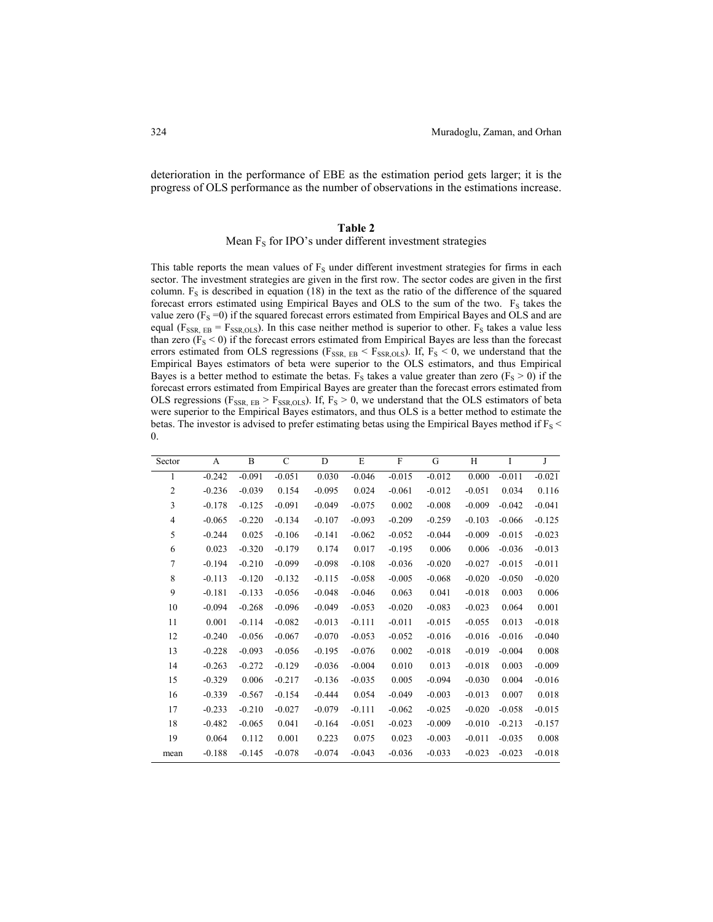deterioration in the performance of EBE as the estimation period gets larger; it is the progress of OLS performance as the number of observations in the estimations increase.

**Table 2**

Mean $F_S$ for IPO's under different investment strategies

This table reports the mean values of $F_S$ under different investment strategies for firms in each sector. The investment strategies are given in the first row. The sector codes are given in the first column. $F_S$ is described in equation (18) in the text as the ratio of the difference of the squared forecast errors estimated using Empirical Bayes and OLS to the sum of the two. $F_S$ takes the value zero ($F_S = 0$) if the squared forecast errors estimated from Empirical Bayes and OLS and are equal ($F_{SSR,\,EB} = F_{SSR,OLS}$). In this case neither method is superior to other. $F_S$ takes a value less than zero ($F_S < 0$) if the forecast errors estimated from Empirical Bayes are less than the forecast errors estimated from OLS regressions ($F_{SSR,\,EB} < F_{SSR,OLS}$). If, $F_S < 0$, we understand that the Empirical Bayes estimators of beta were superior to the OLS estimators, and thus Empirical Bayes is a better method to estimate the betas. $F_S$ takes a value greater than zero ($F_S > 0$) if the forecast errors estimated from Empirical Bayes are greater than the forecast errors estimated from OLS regressions ($F_{SSR,\,EB} > F_{SSR,OLS}$). If, $F_S > 0$, we understand that the OLS estimators of beta were superior to the Empirical Bayes estimators, and thus OLS is a better method to estimate the betas. The investor is advised to prefer estimating betas using the Empirical Bayes method if $F_S <$ 0.

| Sector | A | B | C | D | E | F | G | H | I | J |
|---|---|---|---|---|---|---|---|---|---|---|
| 1 | -0.242 | -0.091 | -0.051 | 0.030 | -0.046 | -0.015 | -0.012 | 0.000 | -0.011 | -0.021 |
| 2 | -0.236 | -0.039 | 0.154 | -0.095 | 0.024 | -0.061 | -0.012 | -0.051 | 0.034 | 0.116 |
| 3 | -0.178 | -0.125 | -0.091 | -0.049 | -0.075 | 0.002 | -0.008 | -0.009 | -0.042 | -0.041 |
| 4 | -0.065 | -0.220 | -0.134 | -0.107 | -0.093 | -0.209 | -0.259 | -0.103 | -0.066 | -0.125 |
| 5 | -0.244 | 0.025 | -0.106 | -0.141 | -0.062 | -0.052 | -0.044 | -0.009 | -0.015 | -0.023 |
| 6 | 0.023 | -0.320 | -0.179 | 0.174 | 0.017 | -0.195 | 0.006 | 0.006 | -0.036 | -0.013 |
| 7 | -0.194 | -0.210 | -0.099 | -0.098 | -0.108 | -0.036 | -0.020 | -0.027 | -0.015 | -0.011 |
| 8 | -0.113 | -0.120 | -0.132 | -0.115 | -0.058 | -0.005 | -0.068 | -0.020 | -0.050 | -0.020 |
| 9 | -0.181 | -0.133 | -0.056 | -0.048 | -0.046 | 0.063 | 0.041 | -0.018 | 0.003 | 0.006 |
| 10 | -0.094 | -0.268 | -0.096 | -0.049 | -0.053 | -0.020 | -0.083 | -0.023 | 0.064 | 0.001 |
| 11 | 0.001 | -0.114 | -0.082 | -0.013 | -0.111 | -0.011 | -0.015 | -0.055 | 0.013 | -0.018 |
| 12 | -0.240 | -0.056 | -0.067 | -0.070 | -0.053 | -0.052 | -0.016 | -0.016 | -0.016 | -0.040 |
| 13 | -0.228 | -0.093 | -0.056 | -0.195 | -0.076 | 0.002 | -0.018 | -0.019 | -0.004 | 0.008 |
| 14 | -0.263 | -0.272 | -0.129 | -0.036 | -0.004 | 0.010 | 0.013 | -0.018 | 0.003 | -0.009 |
| 15 | -0.329 | 0.006 | -0.217 | -0.136 | -0.035 | 0.005 | -0.094 | -0.030 | 0.004 | -0.016 |
| 16 | -0.339 | -0.567 | -0.154 | -0.444 | 0.054 | -0.049 | -0.003 | -0.013 | 0.007 | 0.018 |
| 17 | -0.233 | -0.210 | -0.027 | -0.079 | -0.111 | -0.062 | -0.025 | -0.020 | -0.058 | -0.015 |
| 18 | -0.482 | -0.065 | 0.041 | -0.164 | -0.051 | -0.023 | -0.009 | -0.010 | -0.213 | -0.157 |
| 19 | 0.064 | 0.112 | 0.001 | 0.223 | 0.075 | 0.023 | -0.003 | -0.011 | -0.035 | 0.008 |
| mean | -0.188 | -0.145 | -0.078 | -0.074 | -0.043 | -0.036 | -0.033 | -0.023 | -0.023 | -0.018 |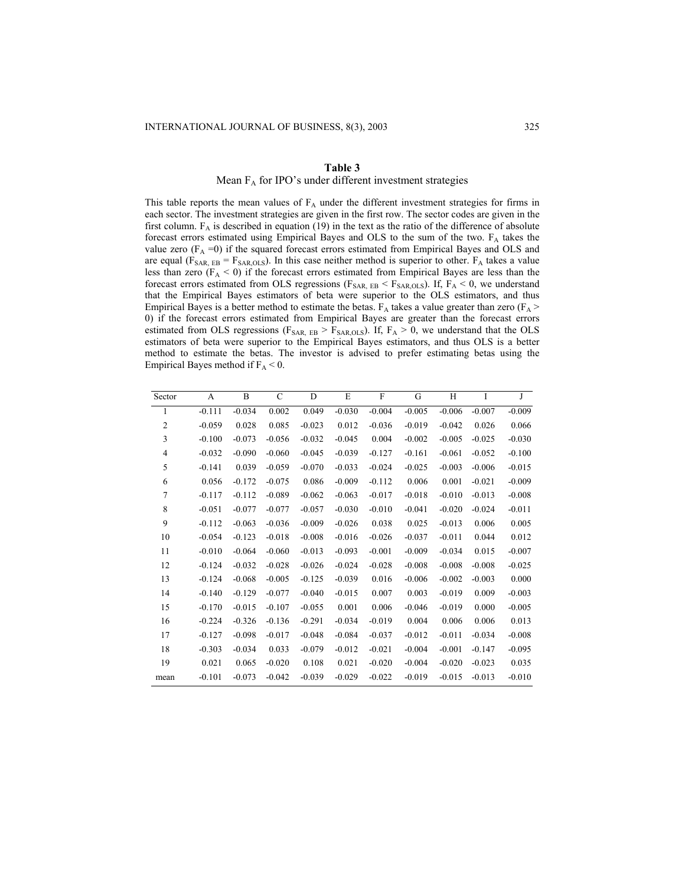**Table 3**

Mean $F_A$ for IPO's under different investment strategies

This table reports the mean values of $F_A$ under the different investment strategies for firms in each sector. The investment strategies are given in the first row. The sector codes are given in the first column. $F_A$ is described in equation (19) in the text as the ratio of the difference of absolute forecast errors estimated using Empirical Bayes and OLS to the sum of the two. $F_A$ takes the value zero ($F_A = 0$) if the squared forecast errors estimated from Empirical Bayes and OLS and are equal ($F_{SAR,EB} = F_{SAR,OLS}$). In this case neither method is superior to other. $F_A$ takes a value less than zero ($F_A < 0$) if the forecast errors estimated from Empirical Bayes are less than the forecast errors estimated from OLS regressions ($F_{SAR,EB} < F_{SAR,OLS}$). If, $F_A < 0$, we understand that the Empirical Bayes estimators of beta were superior to the OLS estimators, and thus Empirical Bayes is a better method to estimate the betas. $F_A$ takes a value greater than zero ($F_A > 0$) if the forecast errors estimated from Empirical Bayes are greater than the forecast errors estimated from OLS regressions ($F_{SAR,EB} > F_{SAR,OLS}$). If, $F_A > 0$, we understand that the OLS estimators of beta were superior to the Empirical Bayes estimators, and thus OLS is a better method to estimate the betas. The investor is advised to prefer estimating betas using the Empirical Bayes method if $F_A < 0$.

| Sector | A | B | C | D | E | F | G | H | I | J |
|---|---|---|---|---|---|---|---|---|---|---|
| 1 | -0.111 | -0.034 | 0.002 | 0.049 | -0.030 | -0.004 | -0.005 | -0.006 | -0.007 | -0.009 |
| 2 | -0.059 | 0.028 | 0.085 | -0.023 | 0.012 | -0.036 | -0.019 | -0.042 | 0.026 | 0.066 |
| 3 | -0.100 | -0.073 | -0.056 | -0.032 | -0.045 | 0.004 | -0.002 | -0.005 | -0.025 | -0.030 |
| 4 | -0.032 | -0.090 | -0.060 | -0.045 | -0.039 | -0.127 | -0.161 | -0.061 | -0.052 | -0.100 |
| 5 | -0.141 | 0.039 | -0.059 | -0.070 | -0.033 | -0.024 | -0.025 | -0.003 | -0.006 | -0.015 |
| 6 | 0.056 | -0.172 | -0.075 | 0.086 | -0.009 | -0.112 | 0.006 | 0.001 | -0.021 | -0.009 |
| 7 | -0.117 | -0.112 | -0.089 | -0.062 | -0.063 | -0.017 | -0.018 | -0.010 | -0.013 | -0.008 |
| 8 | -0.051 | -0.077 | -0.077 | -0.057 | -0.030 | -0.010 | -0.041 | -0.020 | -0.024 | -0.011 |
| 9 | -0.112 | -0.063 | -0.036 | -0.009 | -0.026 | 0.038 | 0.025 | -0.013 | 0.006 | 0.005 |
| 10 | -0.054 | -0.123 | -0.018 | -0.008 | -0.016 | -0.026 | -0.037 | -0.011 | 0.044 | 0.012 |
| 11 | -0.010 | -0.064 | -0.060 | -0.013 | -0.093 | -0.001 | -0.009 | -0.034 | 0.015 | -0.007 |
| 12 | -0.124 | -0.032 | -0.028 | -0.026 | -0.024 | -0.028 | -0.008 | -0.008 | -0.008 | -0.025 |
| 13 | -0.124 | -0.068 | -0.005 | -0.125 | -0.039 | 0.016 | -0.006 | -0.002 | -0.003 | 0.000 |
| 14 | -0.140 | -0.129 | -0.077 | -0.040 | -0.015 | 0.007 | 0.003 | -0.019 | 0.009 | -0.003 |
| 15 | -0.170 | -0.015 | -0.107 | -0.055 | 0.001 | 0.006 | -0.046 | -0.019 | 0.000 | -0.005 |
| 16 | -0.224 | -0.326 | -0.136 | -0.291 | -0.034 | -0.019 | 0.004 | 0.006 | 0.006 | 0.013 |
| 17 | -0.127 | -0.098 | -0.017 | -0.048 | -0.084 | -0.037 | -0.012 | -0.011 | -0.034 | -0.008 |
| 18 | -0.303 | -0.034 | 0.033 | -0.079 | -0.012 | -0.021 | -0.004 | -0.001 | -0.147 | -0.095 |
| 19 | 0.021 | 0.065 | -0.020 | 0.108 | 0.021 | -0.020 | -0.004 | -0.020 | -0.023 | 0.035 |
| mean | -0.101 | -0.073 | -0.042 | -0.039 | -0.029 | -0.022 | -0.019 | -0.015 | -0.013 | -0.010 |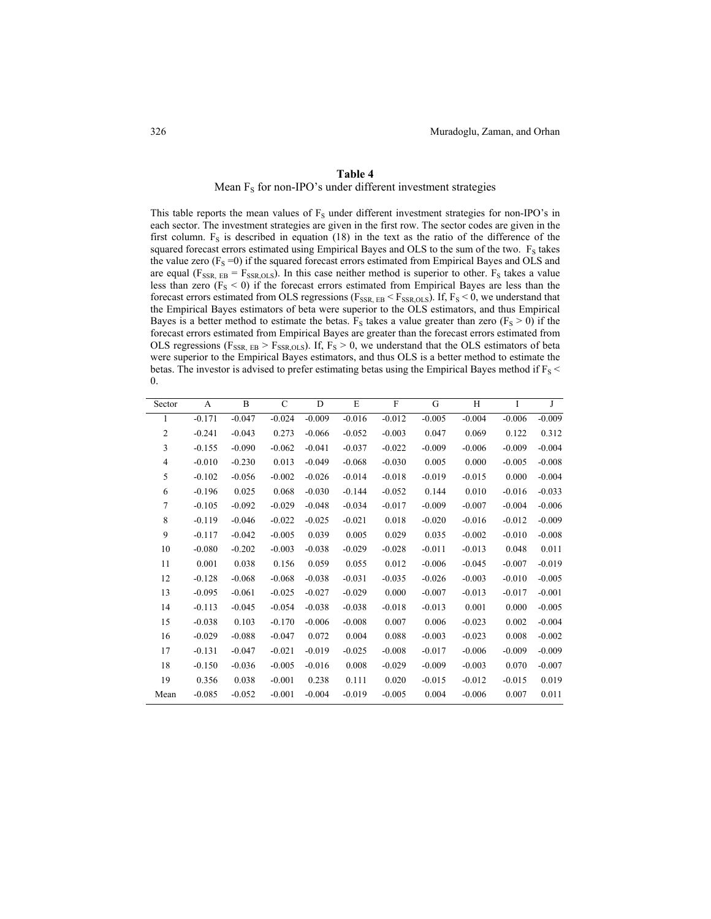**Table 4**

Mean $F_S$ for non-IPO's under different investment strategies

This table reports the mean values of $F_S$ under different investment strategies for non-IPO's in each sector. The investment strategies are given in the first row. The sector codes are given in the first column. $F_S$ is described in equation (18) in the text as the ratio of the difference of the squared forecast errors estimated using Empirical Bayes and OLS to the sum of the two. $F_S$ takes the value zero ($F_S = 0$) if the squared forecast errors estimated from Empirical Bayes and OLS and are equal ($F_{SSR,\,EB} = F_{SSR,OLS}$). In this case neither method is superior to other. $F_S$ takes a value less than zero ($F_S < 0$) if the forecast errors estimated from Empirical Bayes are less than the forecast errors estimated from OLS regressions ($F_{SSR,\,EB} < F_{SSR,OLS}$). If, $F_S < 0$, we understand that the Empirical Bayes estimators of beta were superior to the OLS estimators, and thus Empirical Bayes is a better method to estimate the betas. $F_S$ takes a value greater than zero ($F_S > 0$) if the forecast errors estimated from Empirical Bayes are greater than the forecast errors estimated from OLS regressions ($F_{SSR,\,EB} > F_{SSR,OLS}$). If, $F_S > 0$, we understand that the OLS estimators of beta were superior to the Empirical Bayes estimators, and thus OLS is a better method to estimate the betas. The investor is advised to prefer estimating betas using the Empirical Bayes method if $F_S < 0$.

| Sector | A | B | C | D | E | F | G | H | I | J |
|---|---|---|---|---|---|---|---|---|---|---|
| 1 | -0.171 | -0.047 | -0.024 | -0.009 | -0.016 | -0.012 | -0.005 | -0.004 | -0.006 | -0.009 |
| 2 | -0.241 | -0.043 | 0.273 | -0.066 | -0.052 | -0.003 | 0.047 | 0.069 | 0.122 | 0.312 |
| 3 | -0.155 | -0.090 | -0.062 | -0.041 | -0.037 | -0.022 | -0.009 | -0.006 | -0.009 | -0.004 |
| 4 | -0.010 | -0.230 | 0.013 | -0.049 | -0.068 | -0.030 | 0.005 | 0.000 | -0.005 | -0.008 |
| 5 | -0.102 | -0.056 | -0.002 | -0.026 | -0.014 | -0.018 | -0.019 | -0.015 | 0.000 | -0.004 |
| 6 | -0.196 | 0.025 | 0.068 | -0.030 | -0.144 | -0.052 | 0.144 | 0.010 | -0.016 | -0.033 |
| 7 | -0.105 | -0.092 | -0.029 | -0.048 | -0.034 | -0.017 | -0.009 | -0.007 | -0.004 | -0.006 |
| 8 | -0.119 | -0.046 | -0.022 | -0.025 | -0.021 | 0.018 | -0.020 | -0.016 | -0.012 | -0.009 |
| 9 | -0.117 | -0.042 | -0.005 | 0.039 | 0.005 | 0.029 | 0.035 | -0.002 | -0.010 | -0.008 |
| 10 | -0.080 | -0.202 | -0.003 | -0.038 | -0.029 | -0.028 | -0.011 | -0.013 | 0.048 | 0.011 |
| 11 | 0.001 | 0.038 | 0.156 | 0.059 | 0.055 | 0.012 | -0.006 | -0.045 | -0.007 | -0.019 |
| 12 | -0.128 | -0.068 | -0.068 | -0.038 | -0.031 | -0.035 | -0.026 | -0.003 | -0.010 | -0.005 |
| 13 | -0.095 | -0.061 | -0.025 | -0.027 | -0.029 | 0.000 | -0.007 | -0.013 | -0.017 | -0.001 |
| 14 | -0.113 | -0.045 | -0.054 | -0.038 | -0.038 | -0.018 | -0.013 | 0.001 | 0.000 | -0.005 |
| 15 | -0.038 | 0.103 | -0.170 | -0.006 | -0.008 | 0.007 | 0.006 | -0.023 | 0.002 | -0.004 |
| 16 | -0.029 | -0.088 | -0.047 | 0.072 | 0.004 | 0.088 | -0.003 | -0.023 | 0.008 | -0.002 |
| 17 | -0.131 | -0.047 | -0.021 | -0.019 | -0.025 | -0.008 | -0.017 | -0.006 | -0.009 | -0.009 |
| 18 | -0.150 | -0.036 | -0.005 | -0.016 | 0.008 | -0.029 | -0.009 | -0.003 | 0.070 | -0.007 |
| 19 | 0.356 | 0.038 | -0.001 | 0.238 | 0.111 | 0.020 | -0.015 | -0.012 | -0.015 | 0.019 |
| Mean | -0.085 | -0.052 | -0.001 | -0.004 | -0.019 | -0.005 | 0.004 | -0.006 | 0.007 | 0.011 |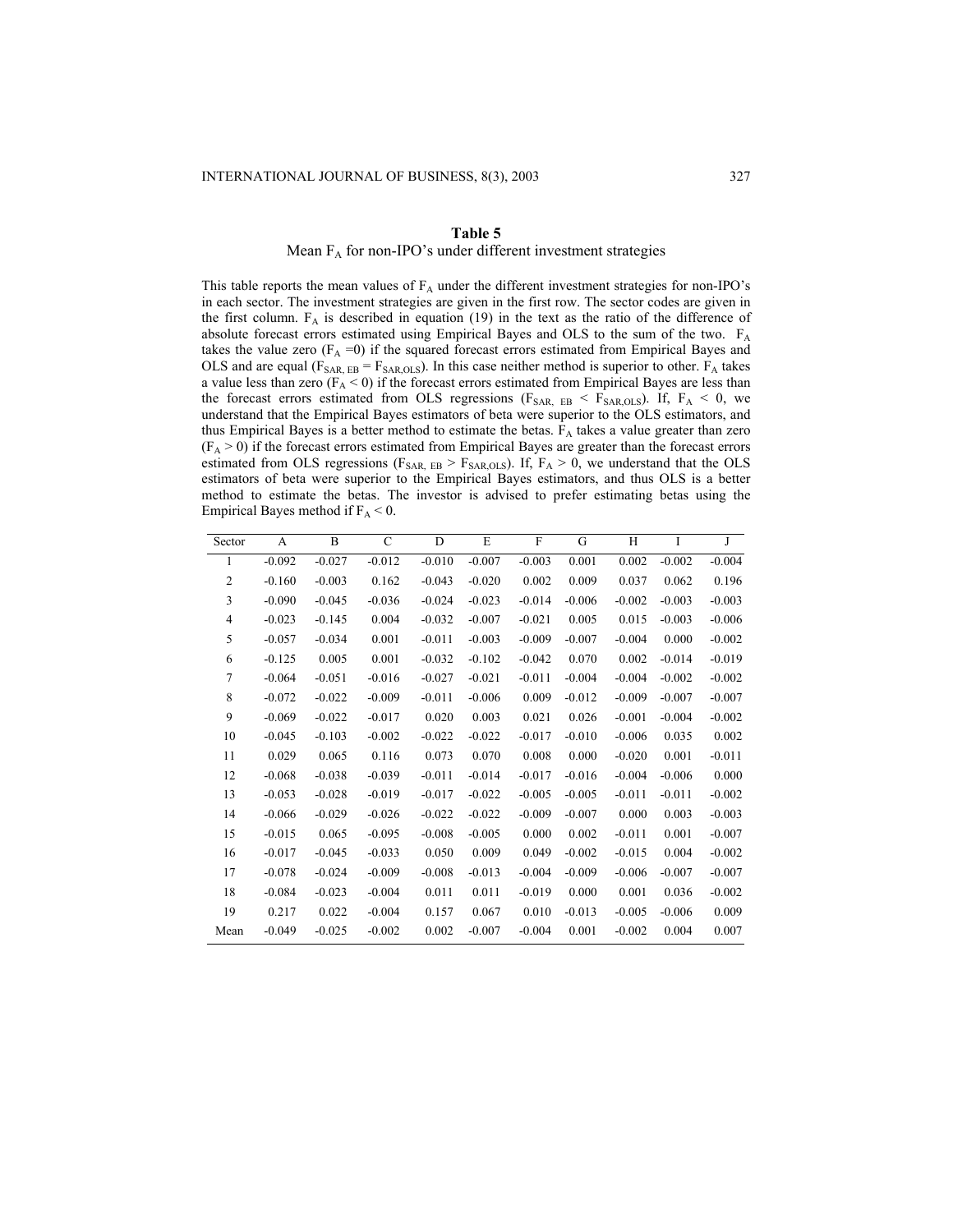**Table 5**

Mean $F_A$ for non-IPO's under different investment strategies

This table reports the mean values of $F_A$ under the different investment strategies for non-IPO's in each sector. The investment strategies are given in the first row. The sector codes are given in the first column. $F_A$ is described in equation (19) in the text as the ratio of the difference of absolute forecast errors estimated using Empirical Bayes and OLS to the sum of the two. $F_A$ takes the value zero ($F_A = 0$) if the squared forecast errors estimated from Empirical Bayes and OLS and are equal ($F_{SAR,EB} = F_{SAR,OLS}$). In this case neither method is superior to other. $F_A$ takes a value less than zero ($F_A < 0$) if the forecast errors estimated from Empirical Bayes are less than the forecast errors estimated from OLS regressions ($F_{SAR,EB} < F_{SAR,OLS}$). If, $F_A < 0$, we understand that the Empirical Bayes estimators of beta were superior to the OLS estimators, and thus Empirical Bayes is a better method to estimate the betas. $F_A$ takes a value greater than zero ($F_A > 0$) if the forecast errors estimated from Empirical Bayes are greater than the forecast errors estimated from OLS regressions ($F_{SAR,EB} > F_{SAR,OLS}$). If, $F_A > 0$, we understand that the OLS estimators of beta were superior to the Empirical Bayes estimators, and thus OLS is a better method to estimate the betas. The investor is advised to prefer estimating betas using the Empirical Bayes method if $F_A < 0$.

| Sector | A | B | C | D | E | F | G | H | I | J |
|---|---|---|---|---|---|---|---|---|---|---|
| 1 | -0.092 | -0.027 | -0.012 | -0.010 | -0.007 | -0.003 | 0.001 | 0.002 | -0.002 | -0.004 |
| 2 | -0.160 | -0.003 | 0.162 | -0.043 | -0.020 | 0.002 | 0.009 | 0.037 | 0.062 | 0.196 |
| 3 | -0.090 | -0.045 | -0.036 | -0.024 | -0.023 | -0.014 | -0.006 | -0.002 | -0.003 | -0.003 |
| 4 | -0.023 | -0.145 | 0.004 | -0.032 | -0.007 | -0.021 | 0.005 | 0.015 | -0.003 | -0.006 |
| 5 | -0.057 | -0.034 | 0.001 | -0.011 | -0.003 | -0.009 | -0.007 | -0.004 | 0.000 | -0.002 |
| 6 | -0.125 | 0.005 | 0.001 | -0.032 | -0.102 | -0.042 | 0.070 | 0.002 | -0.014 | -0.019 |
| 7 | -0.064 | -0.051 | -0.016 | -0.027 | -0.021 | -0.011 | -0.004 | -0.004 | -0.002 | -0.002 |
| 8 | -0.072 | -0.022 | -0.009 | -0.011 | -0.006 | 0.009 | -0.012 | -0.009 | -0.007 | -0.007 |
| 9 | -0.069 | -0.022 | -0.017 | 0.020 | 0.003 | 0.021 | 0.026 | -0.001 | -0.004 | -0.002 |
| 10 | -0.045 | -0.103 | -0.002 | -0.022 | -0.022 | -0.017 | -0.010 | -0.006 | 0.035 | 0.002 |
| 11 | 0.029 | 0.065 | 0.116 | 0.073 | 0.070 | 0.008 | 0.000 | -0.020 | 0.001 | -0.011 |
| 12 | -0.068 | -0.038 | -0.039 | -0.011 | -0.014 | -0.017 | -0.016 | -0.004 | -0.006 | 0.000 |
| 13 | -0.053 | -0.028 | -0.019 | -0.017 | -0.022 | -0.005 | -0.005 | -0.011 | -0.011 | -0.002 |
| 14 | -0.066 | -0.029 | -0.026 | -0.022 | -0.022 | -0.009 | -0.007 | 0.000 | 0.003 | -0.003 |
| 15 | -0.015 | 0.065 | -0.095 | -0.008 | -0.005 | 0.000 | 0.002 | -0.011 | 0.001 | -0.007 |
| 16 | -0.017 | -0.045 | -0.033 | 0.050 | 0.009 | 0.049 | -0.002 | -0.015 | 0.004 | -0.002 |
| 17 | -0.078 | -0.024 | -0.009 | -0.008 | -0.013 | -0.004 | -0.009 | -0.006 | -0.007 | -0.007 |
| 18 | -0.084 | -0.023 | -0.004 | 0.011 | 0.011 | -0.019 | 0.000 | 0.001 | 0.036 | -0.002 |
| 19 | 0.217 | 0.022 | -0.004 | 0.157 | 0.067 | 0.010 | -0.013 | -0.005 | -0.006 | 0.009 |
| Mean | -0.049 | -0.025 | -0.002 | 0.002 | -0.007 | -0.004 | 0.001 | -0.002 | 0.004 | 0.007 |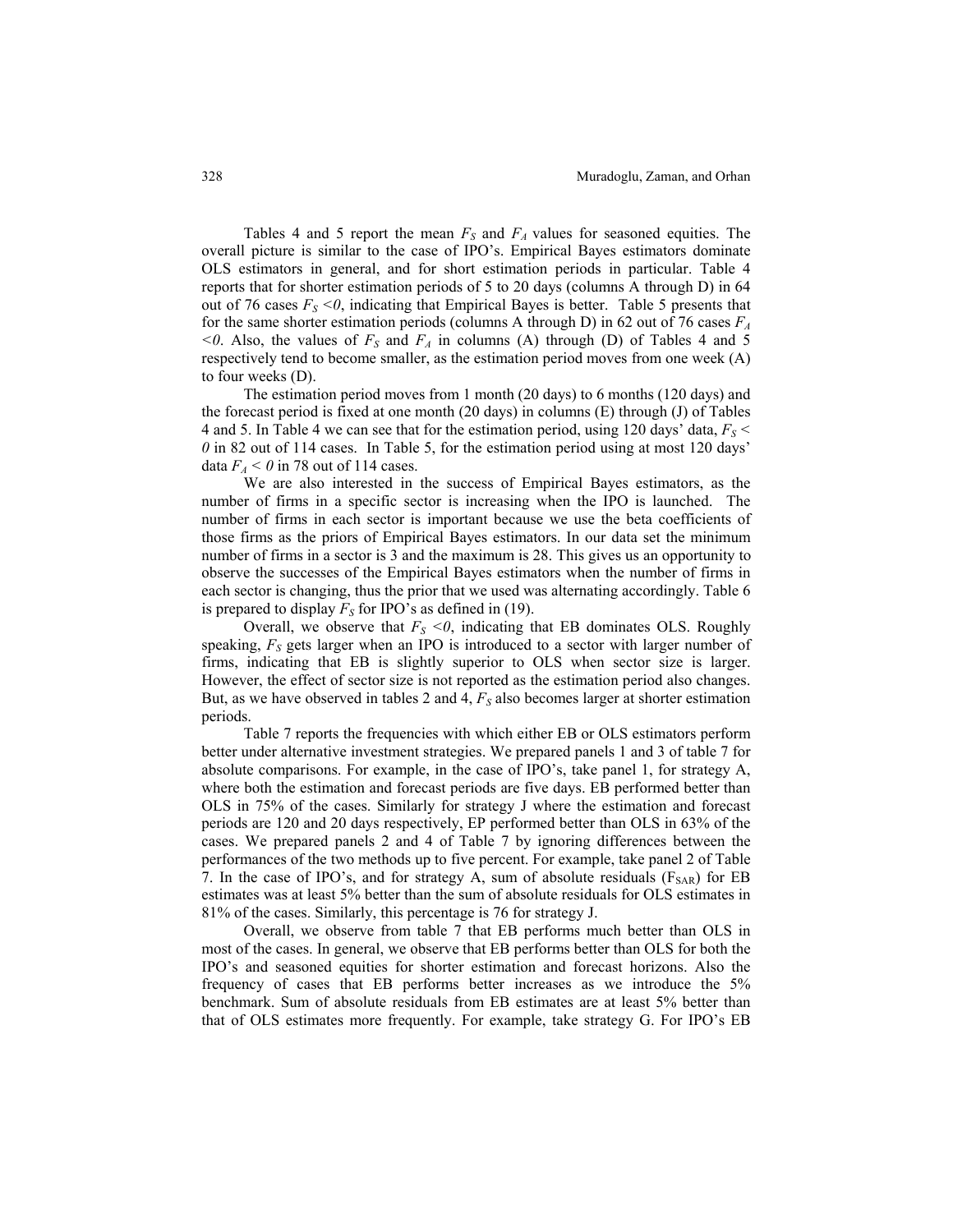Tables 4 and 5 report the mean $F_S$ and $F_A$ values for seasoned equities. The overall picture is similar to the case of IPO's. Empirical Bayes estimators dominate OLS estimators in general, and for short estimation periods in particular. Table 4 reports that for shorter estimation periods of 5 to 20 days (columns A through D) in 64 out of 76 cases $F_S < 0$, indicating that Empirical Bayes is better. Table 5 presents that for the same shorter estimation periods (columns A through D) in 62 out of 76 cases $F_A < 0$. Also, the values of $F_S$ and $F_A$ in columns (A) through (D) of Tables 4 and 5 respectively tend to become smaller, as the estimation period moves from one week (A) to four weeks (D).

The estimation period moves from 1 month (20 days) to 6 months (120 days) and the forecast period is fixed at one month (20 days) in columns (E) through (J) of Tables 4 and 5. In Table 4 we can see that for the estimation period, using 120 days' data, $F_S < 0$ in 82 out of 114 cases. In Table 5, for the estimation period using at most 120 days' data $F_A < 0$ in 78 out of 114 cases.

We are also interested in the success of Empirical Bayes estimators, as the number of firms in a specific sector is increasing when the IPO is launched. The number of firms in each sector is important because we use the beta coefficients of those firms as the priors of Empirical Bayes estimators. In our data set the minimum number of firms in a sector is 3 and the maximum is 28. This gives us an opportunity to observe the successes of the Empirical Bayes estimators when the number of firms in each sector is changing, thus the prior that we used was alternating accordingly. Table 6 is prepared to display $F_S$ for IPO's as defined in (19).

Overall, we observe that $F_S < 0$, indicating that EB dominates OLS. Roughly speaking, $F_S$ gets larger when an IPO is introduced to a sector with larger number of firms, indicating that EB is slightly superior to OLS when sector size is larger. However, the effect of sector size is not reported as the estimation period also changes. But, as we have observed in tables 2 and 4, $F_S$ also becomes larger at shorter estimation periods.

Table 7 reports the frequencies with which either EB or OLS estimators perform better under alternative investment strategies. We prepared panels 1 and 3 of table 7 for absolute comparisons. For example, in the case of IPO's, take panel 1, for strategy A, where both the estimation and forecast periods are five days. EB performed better than OLS in 75% of the cases. Similarly for strategy J where the estimation and forecast periods are 120 and 20 days respectively, EP performed better than OLS in 63% of the cases. We prepared panels 2 and 4 of Table 7 by ignoring differences between the performances of the two methods up to five percent. For example, take panel 2 of Table 7. In the case of IPO's, and for strategy A, sum of absolute residuals ($F_{SAR}$) for EB estimates was at least 5% better than the sum of absolute residuals for OLS estimates in 81% of the cases. Similarly, this percentage is 76 for strategy J.

Overall, we observe from table 7 that EB performs much better than OLS in most of the cases. In general, we observe that EB performs better than OLS for both the IPO's and seasoned equities for shorter estimation and forecast horizons. Also the frequency of cases that EB performs better increases as we introduce the 5% benchmark. Sum of absolute residuals from EB estimates are at least 5% better than that of OLS estimates more frequently. For example, take strategy G. For IPO's EB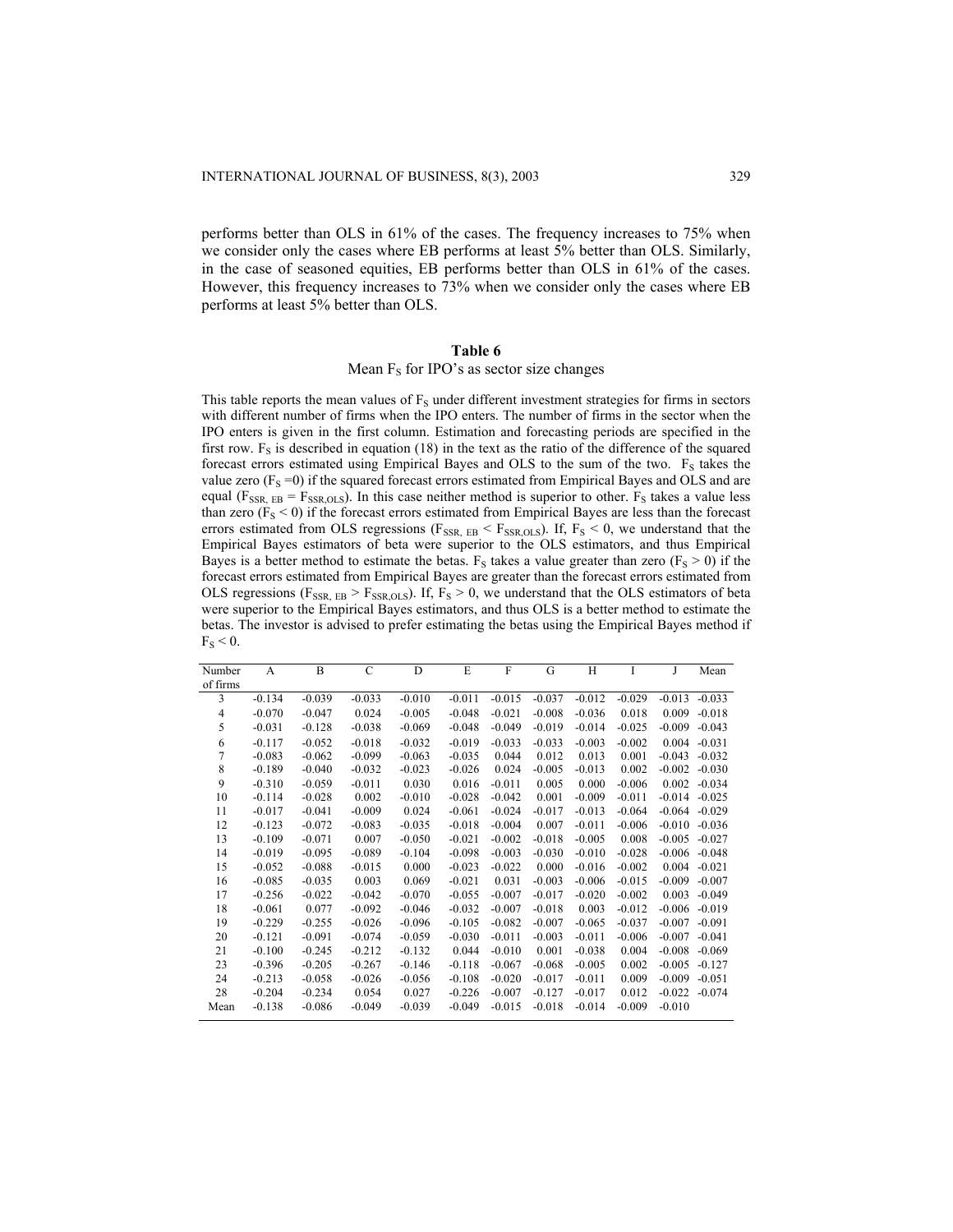performs better than OLS in 61% of the cases. The frequency increases to 75% when we consider only the cases where EB performs at least 5% better than OLS. Similarly, in the case of seasoned equities, EB performs better than OLS in 61% of the cases. However, this frequency increases to 73% when we consider only the cases where EB performs at least 5% better than OLS.

**Table 6**

Mean $F_S$ for IPO's as sector size changes

This table reports the mean values of $F_S$ under different investment strategies for firms in sectors with different number of firms when the IPO enters. The number of firms in the sector when the IPO enters is given in the first column. Estimation and forecasting periods are specified in the first row. $F_S$ is described in equation (18) in the text as the ratio of the difference of the squared forecast errors estimated using Empirical Bayes and OLS to the sum of the two. $F_S$ takes the value zero ($F_S = 0$) if the squared forecast errors estimated from Empirical Bayes and OLS and are equal ($F_{SSR,\,EB} = F_{SSR,OLS}$). In this case neither method is superior to other. $F_S$ takes a value less than zero ($F_S < 0$) if the forecast errors estimated from Empirical Bayes are less than the forecast errors estimated from OLS regressions ($F_{SSR,\,EB} < F_{SSR,OLS}$). If, $F_S < 0$, we understand that the Empirical Bayes estimators of beta were superior to the OLS estimators, and thus Empirical Bayes is a better method to estimate the betas. $F_S$ takes a value greater than zero ($F_S > 0$) if the forecast errors estimated from Empirical Bayes are greater than the forecast errors estimated from OLS regressions ($F_{SSR,\,EB} > F_{SSR,OLS}$). If, $F_S > 0$, we understand that the OLS estimators of beta were superior to the Empirical Bayes estimators, and thus OLS is a better method to estimate the betas. The investor is advised to prefer estimating the betas using the Empirical Bayes method if $F_S < 0$.

| Number of firms | A | B | C | D | E | F | G | H | I | J | Mean |
|---|---|---|---|---|---|---|---|---|---|---|---|
| 3 | -0.134 | -0.039 | -0.033 | -0.010 | -0.011 | -0.015 | -0.037 | -0.012 | -0.029 | -0.013 | -0.033 |
| 4 | -0.070 | -0.047 | 0.024 | -0.005 | -0.048 | -0.021 | -0.008 | -0.036 | 0.018 | 0.009 | -0.018 |
| 5 | -0.031 | -0.128 | -0.038 | -0.069 | -0.048 | -0.049 | -0.019 | -0.014 | -0.025 | -0.009 | -0.043 |
| 6 | -0.117 | -0.052 | -0.018 | -0.032 | -0.019 | -0.033 | -0.033 | -0.003 | -0.002 | 0.004 | -0.031 |
| 7 | -0.083 | -0.062 | -0.099 | -0.063 | -0.035 | 0.044 | 0.012 | 0.013 | 0.001 | -0.043 | -0.032 |
| 8 | -0.189 | -0.040 | -0.032 | -0.023 | -0.026 | 0.024 | -0.005 | -0.013 | 0.002 | -0.002 | -0.030 |
| 9 | -0.310 | -0.059 | -0.011 | 0.030 | 0.016 | -0.011 | 0.005 | 0.000 | -0.006 | 0.002 | -0.034 |
| 10 | -0.114 | -0.028 | 0.002 | -0.010 | -0.028 | -0.042 | 0.001 | -0.009 | -0.011 | -0.014 | -0.025 |
| 11 | -0.017 | -0.041 | -0.009 | 0.024 | -0.061 | -0.024 | -0.017 | -0.013 | -0.064 | -0.064 | -0.029 |
| 12 | -0.123 | -0.072 | -0.083 | -0.035 | -0.018 | -0.004 | 0.007 | -0.011 | -0.006 | -0.010 | -0.036 |
| 13 | -0.109 | -0.071 | 0.007 | -0.050 | -0.021 | -0.002 | -0.018 | -0.005 | 0.008 | -0.005 | -0.027 |
| 14 | -0.019 | -0.095 | -0.089 | -0.104 | -0.098 | -0.003 | -0.030 | -0.010 | -0.028 | -0.006 | -0.048 |
| 15 | -0.052 | -0.088 | -0.015 | 0.000 | -0.023 | -0.022 | 0.000 | -0.016 | -0.002 | 0.004 | -0.021 |
| 16 | -0.085 | -0.035 | 0.003 | 0.069 | -0.021 | 0.031 | -0.003 | -0.006 | -0.015 | -0.009 | -0.007 |
| 17 | -0.256 | -0.022 | -0.042 | -0.070 | -0.055 | -0.007 | -0.017 | -0.020 | -0.002 | 0.003 | -0.049 |
| 18 | -0.061 | 0.077 | -0.092 | -0.046 | -0.032 | -0.007 | -0.018 | 0.003 | -0.012 | -0.006 | -0.019 |
| 19 | -0.229 | -0.255 | -0.026 | -0.096 | -0.105 | -0.082 | -0.007 | -0.065 | -0.037 | -0.007 | -0.091 |
| 20 | -0.121 | -0.091 | -0.074 | -0.059 | -0.030 | -0.011 | -0.003 | -0.011 | -0.006 | -0.007 | -0.041 |
| 21 | -0.100 | -0.245 | -0.212 | -0.132 | 0.044 | -0.010 | 0.001 | -0.038 | 0.004 | -0.008 | -0.069 |
| 23 | -0.396 | -0.205 | -0.267 | -0.146 | -0.118 | -0.067 | -0.068 | -0.005 | 0.002 | -0.005 | -0.127 |
| 24 | -0.213 | -0.058 | -0.026 | -0.056 | -0.108 | -0.020 | -0.017 | -0.011 | 0.009 | -0.009 | -0.051 |
| 28 | -0.204 | -0.234 | 0.054 | 0.027 | -0.226 | -0.007 | -0.127 | -0.017 | 0.012 | -0.022 | -0.074 |
| Mean | -0.138 | -0.086 | -0.049 | -0.039 | -0.049 | -0.015 | -0.018 | -0.014 | -0.009 | -0.010 | |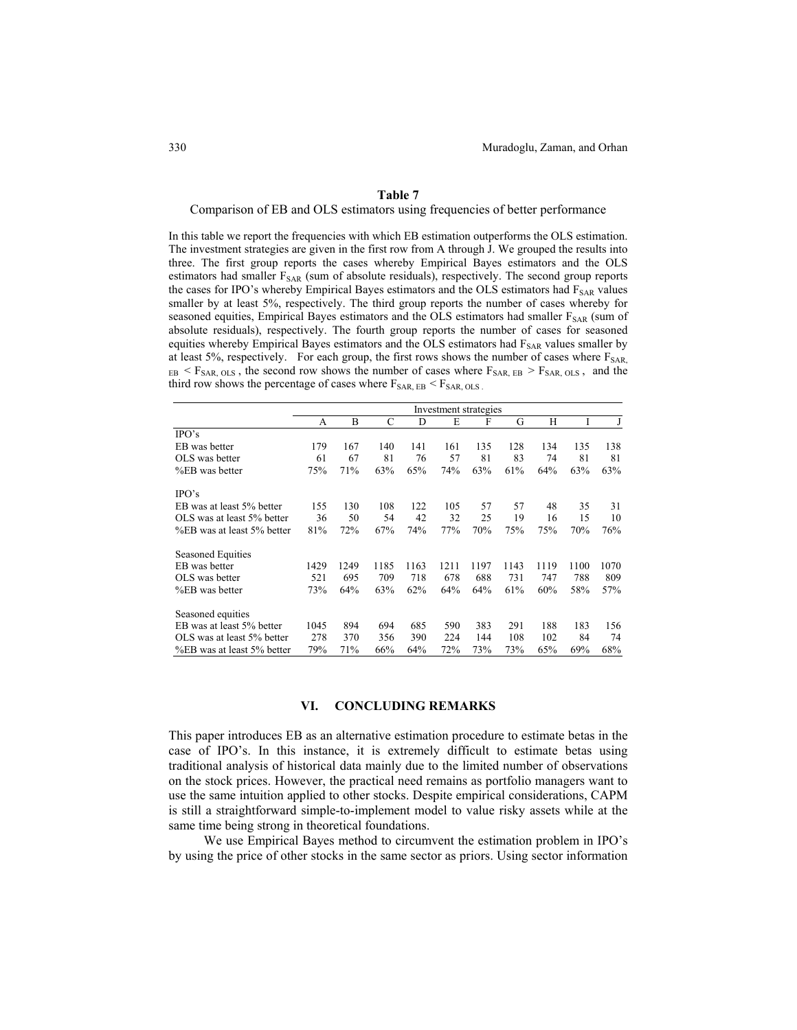**Table 7**

Comparison of EB and OLS estimators using frequencies of better performance

In this table we report the frequencies with which EB estimation outperforms the OLS estimation. The investment strategies are given in the first row from A through J. We grouped the results into three. The first group reports the cases whereby Empirical Bayes estimators and the OLS estimators had smaller $F_{SAR}$ (sum of absolute residuals), respectively. The second group reports the cases for IPO's whereby Empirical Bayes estimators and the OLS estimators had $F_{SAR}$ values smaller by at least 5%, respectively. The third group reports the number of cases whereby for seasoned equities, Empirical Bayes estimators and the OLS estimators had smaller $F_{SAR}$ (sum of absolute residuals), respectively. The fourth group reports the number of cases for seasoned equities whereby Empirical Bayes estimators and the OLS estimators had $F_{SAR}$ values smaller by at least 5%, respectively. For each group, the first rows shows the number of cases where $F_{SAR, EB} < F_{SAR, OLS}$, the second row shows the number of cases where $F_{SAR, EB} > F_{SAR, OLS}$, and the third row shows the percentage of cases where $F_{SAR, EB} < F_{SAR, OLS}$.

| | Investment strategies | | | | | | | | | |
|---|---|---|---|---|---|---|---|---|---|---|
| | A | B | C | D | E | F | G | H | I | J |
| IPO's | | | | | | | | | | |
| EB was better | 179 | 167 | 140 | 141 | 161 | 135 | 128 | 134 | 135 | 138 |
| OLS was better | 61 | 67 | 81 | 76 | 57 | 81 | 83 | 74 | 81 | 81 |
| %EB was better | 75% | 71% | 63% | 65% | 74% | 63% | 61% | 64% | 63% | 63% |
| IPO's | | | | | | | | | | |
| EB was at least 5% better | 155 | 130 | 108 | 122 | 105 | 57 | 57 | 48 | 35 | 31 |
| OLS was at least 5% better | 36 | 50 | 54 | 42 | 32 | 25 | 19 | 16 | 15 | 10 |
| %EB was at least 5% better | 81% | 72% | 67% | 74% | 77% | 70% | 75% | 75% | 70% | 76% |
| Seasoned Equities | | | | | | | | | | |
| EB was better | 1429 | 1249 | 1185 | 1163 | 1211 | 1197 | 1143 | 1119 | 1100 | 1070 |
| OLS was better | 521 | 695 | 709 | 718 | 678 | 688 | 731 | 747 | 788 | 809 |
| %EB was better | 73% | 64% | 63% | 62% | 64% | 64% | 61% | 60% | 58% | 57% |
| Seasoned equities | | | | | | | | | | |
| EB was at least 5% better | 1045 | 894 | 694 | 685 | 590 | 383 | 291 | 188 | 183 | 156 |
| OLS was at least 5% better | 278 | 370 | 356 | 390 | 224 | 144 | 108 | 102 | 84 | 74 |
| %EB was at least 5% better | 79% | 71% | 66% | 64% | 72% | 73% | 73% | 65% | 69% | 68% |

## VI. CONCLUDING REMARKS

This paper introduces EB as an alternative estimation procedure to estimate betas in the case of IPO's. In this instance, it is extremely difficult to estimate betas using traditional analysis of historical data mainly due to the limited number of observations on the stock prices. However, the practical need remains as portfolio managers want to use the same intuition applied to other stocks. Despite empirical considerations, CAPM is still a straightforward simple-to-implement model to value risky assets while at the same time being strong in theoretical foundations.

We use Empirical Bayes method to circumvent the estimation problem in IPO's by using the price of other stocks in the same sector as priors. Using sector information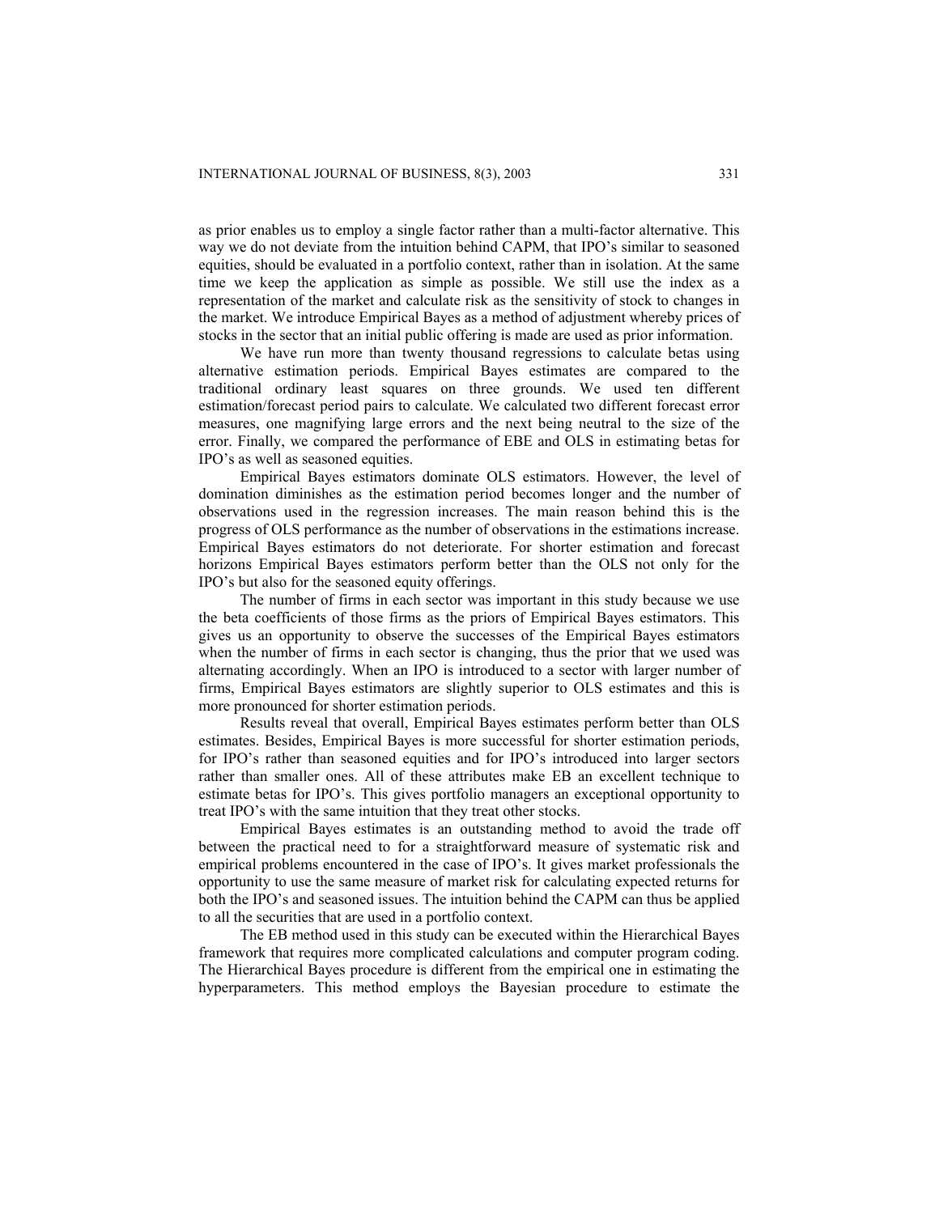as prior enables us to employ a single factor rather than a multi-factor alternative. This way we do not deviate from the intuition behind CAPM, that IPO's similar to seasoned equities, should be evaluated in a portfolio context, rather than in isolation. At the same time we keep the application as simple as possible. We still use the index as a representation of the market and calculate risk as the sensitivity of stock to changes in the market. We introduce Empirical Bayes as a method of adjustment whereby prices of stocks in the sector that an initial public offering is made are used as prior information.

We have run more than twenty thousand regressions to calculate betas using alternative estimation periods. Empirical Bayes estimates are compared to the traditional ordinary least squares on three grounds. We used ten different estimation/forecast period pairs to calculate. We calculated two different forecast error measures, one magnifying large errors and the next being neutral to the size of the error. Finally, we compared the performance of EBE and OLS in estimating betas for IPO's as well as seasoned equities.

Empirical Bayes estimators dominate OLS estimators. However, the level of domination diminishes as the estimation period becomes longer and the number of observations used in the regression increases. The main reason behind this is the progress of OLS performance as the number of observations in the estimations increase. Empirical Bayes estimators do not deteriorate. For shorter estimation and forecast horizons Empirical Bayes estimators perform better than the OLS not only for the IPO's but also for the seasoned equity offerings.

The number of firms in each sector was important in this study because we use the beta coefficients of those firms as the priors of Empirical Bayes estimators. This gives us an opportunity to observe the successes of the Empirical Bayes estimators when the number of firms in each sector is changing, thus the prior that we used was alternating accordingly. When an IPO is introduced to a sector with larger number of firms, Empirical Bayes estimators are slightly superior to OLS estimates and this is more pronounced for shorter estimation periods.

Results reveal that overall, Empirical Bayes estimates perform better than OLS estimates. Besides, Empirical Bayes is more successful for shorter estimation periods, for IPO's rather than seasoned equities and for IPO's introduced into larger sectors rather than smaller ones. All of these attributes make EB an excellent technique to estimate betas for IPO's. This gives portfolio managers an exceptional opportunity to treat IPO's with the same intuition that they treat other stocks.

Empirical Bayes estimates is an outstanding method to avoid the trade off between the practical need to for a straightforward measure of systematic risk and empirical problems encountered in the case of IPO's. It gives market professionals the opportunity to use the same measure of market risk for calculating expected returns for both the IPO's and seasoned issues. The intuition behind the CAPM can thus be applied to all the securities that are used in a portfolio context.

The EB method used in this study can be executed within the Hierarchical Bayes framework that requires more complicated calculations and computer program coding. The Hierarchical Bayes procedure is different from the empirical one in estimating the hyperparameters. This method employs the Bayesian procedure to estimate the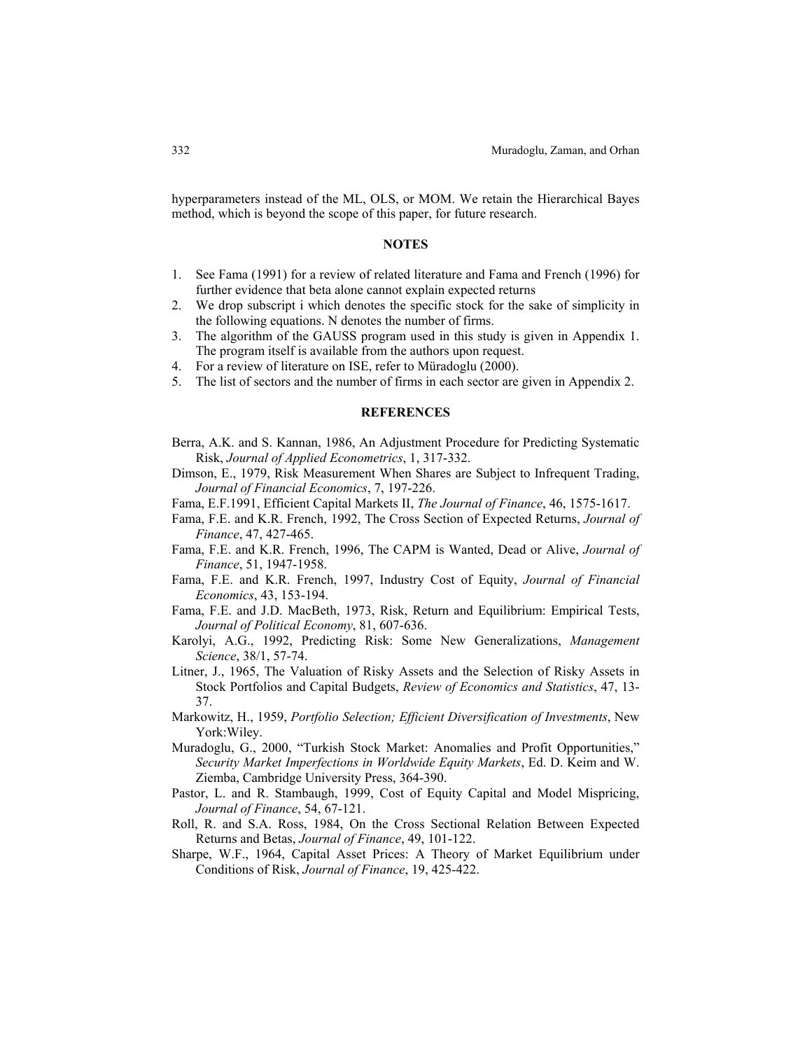hyperparameters instead of the ML, OLS, or MOM. We retain the Hierarchical Bayes method, which is beyond the scope of this paper, for future research.

## NOTES

1. See Fama (1991) for a review of related literature and Fama and French (1996) for further evidence that beta alone cannot explain expected returns
2. We drop subscript i which denotes the specific stock for the sake of simplicity in the following equations. N denotes the number of firms.
3. The algorithm of the GAUSS program used in this study is given in Appendix 1. The program itself is available from the authors upon request.
4. For a review of literature on ISE, refer to Müradoglu (2000).
5. The list of sectors and the number of firms in each sector are given in Appendix 2.

## REFERENCES

Berra, A.K. and S. Kannan, 1986, An Adjustment Procedure for Predicting Systematic Risk, *Journal of Applied Econometrics*, 1, 317-332.

Dimson, E., 1979, Risk Measurement When Shares are Subject to Infrequent Trading, *Journal of Financial Economics*, 7, 197-226.

Fama, E.F.1991, Efficient Capital Markets II, *The Journal of Finance*, 46, 1575-1617.

Fama, F.E. and K.R. French, 1992, The Cross Section of Expected Returns, *Journal of Finance*, 47, 427-465.

Fama, F.E. and K.R. French, 1996, The CAPM is Wanted, Dead or Alive, *Journal of Finance*, 51, 1947-1958.

Fama, F.E. and K.R. French, 1997, Industry Cost of Equity, *Journal of Financial Economics*, 43, 153-194.

Fama, F.E. and J.D. MacBeth, 1973, Risk, Return and Equilibrium: Empirical Tests, *Journal of Political Economy*, 81, 607-636.

Karolyi, A.G., 1992, Predicting Risk: Some New Generalizations, *Management Science*, 38/1, 57-74.

Litner, J., 1965, The Valuation of Risky Assets and the Selection of Risky Assets in Stock Portfolios and Capital Budgets, *Review of Economics and Statistics*, 47, 13-37.

Markowitz, H., 1959, *Portfolio Selection; Efficient Diversification of Investments*, New York:Wiley.

Muradoglu, G., 2000, "Turkish Stock Market: Anomalies and Profit Opportunities," *Security Market Imperfections in Worldwide Equity Markets*, Ed. D. Keim and W. Ziemba, Cambridge University Press, 364-390.

Pastor, L. and R. Stambaugh, 1999, Cost of Equity Capital and Model Mispricing, *Journal of Finance*, 54, 67-121.

Roll, R. and S.A. Ross, 1984, On the Cross Sectional Relation Between Expected Returns and Betas, *Journal of Finance*, 49, 101-122.

Sharpe, W.F., 1964, Capital Asset Prices: A Theory of Market Equilibrium under Conditions of Risk, *Journal of Finance*, 19, 425-422.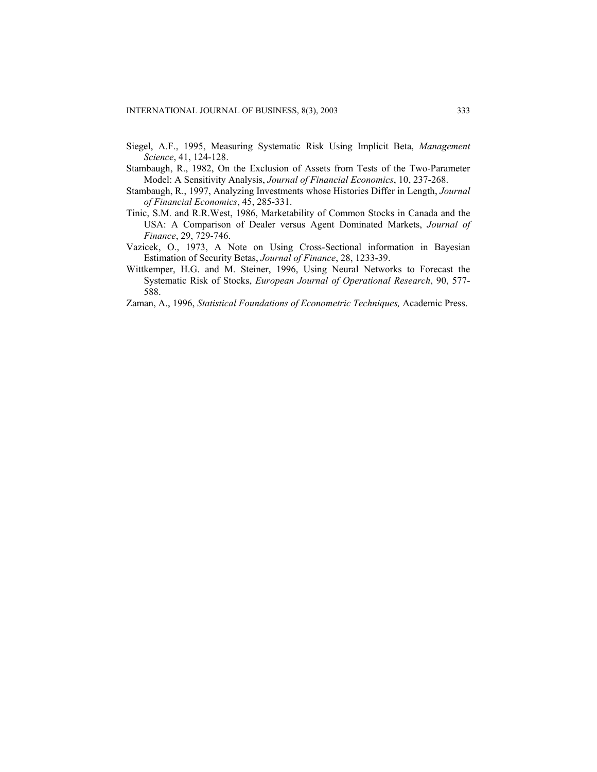Siegel, A.F., 1995, Measuring Systematic Risk Using Implicit Beta, *Management Science*, 41, 124-128.

Stambaugh, R., 1982, On the Exclusion of Assets from Tests of the Two-Parameter Model: A Sensitivity Analysis, *Journal of Financial Economics*, 10, 237-268.

Stambaugh, R., 1997, Analyzing Investments whose Histories Differ in Length, *Journal of Financial Economics*, 45, 285-331.

Tinic, S.M. and R.R.West, 1986, Marketability of Common Stocks in Canada and the USA: A Comparison of Dealer versus Agent Dominated Markets, *Journal of Finance*, 29, 729-746.

Vazicek, O., 1973, A Note on Using Cross-Sectional information in Bayesian Estimation of Security Betas, *Journal of Finance*, 28, 1233-39.

Wittkemper, H.G. and M. Steiner, 1996, Using Neural Networks to Forecast the Systematic Risk of Stocks, *European Journal of Operational Research*, 90, 577-588.

Zaman, A., 1996, *Statistical Foundations of Econometric Techniques,* Academic Press.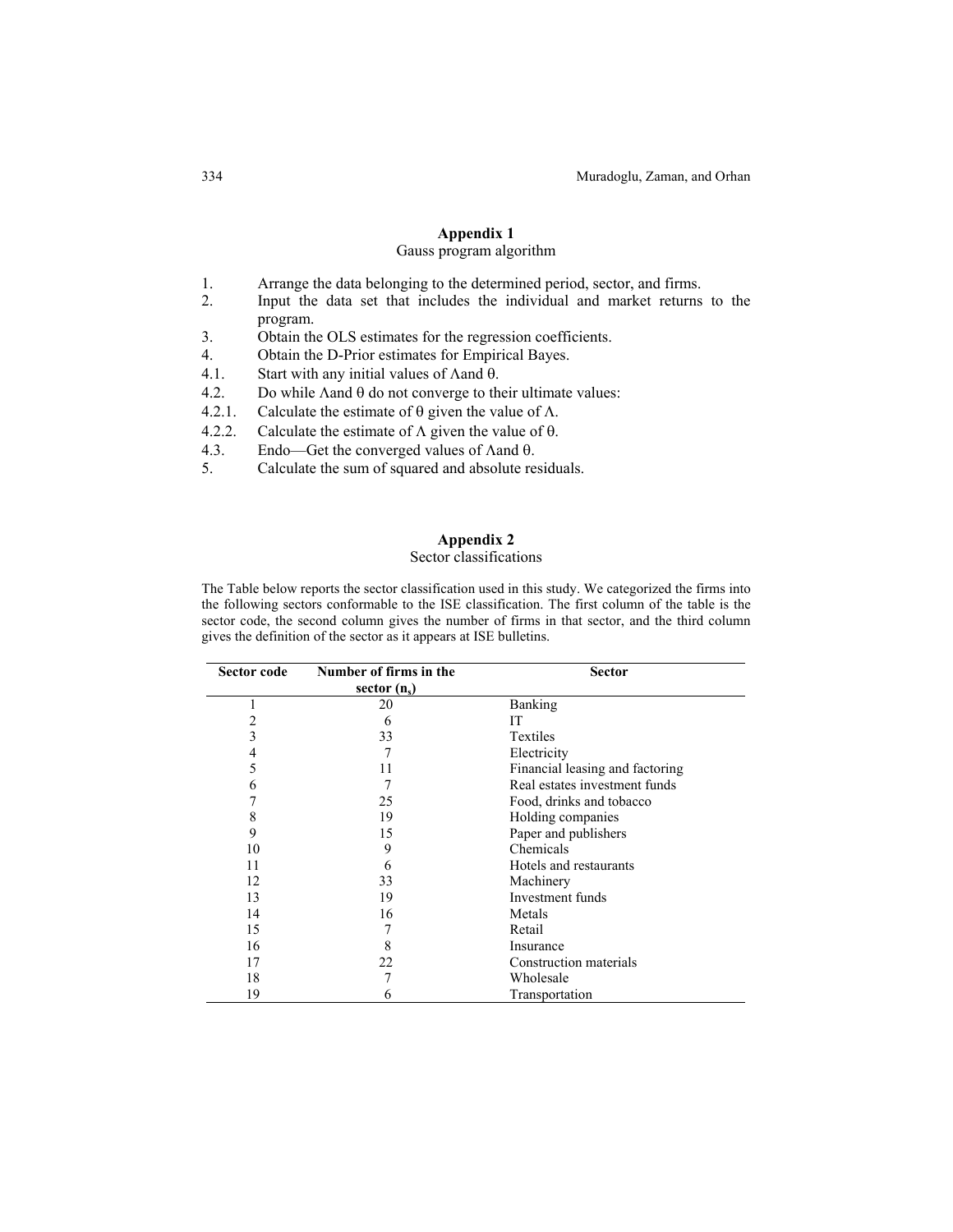## Appendix 1

Gauss program algorithm

1. Arrange the data belonging to the determined period, sector, and firms.
2. Input the data set that includes the individual and market returns to the program.
3. Obtain the OLS estimates for the regression coefficients.
4. Obtain the D-Prior estimates for Empirical Bayes.

4.1. Start with any initial values of $\Lambda$and $\theta$.

4.2. Do while $\Lambda$and $\theta$ do not converge to their ultimate values:

4.2.1. Calculate the estimate of $\theta$ given the value of $\Lambda$.

4.2.2. Calculate the estimate of $\Lambda$ given the value of $\theta$.

4.3. Endo—Get the converged values of $\Lambda$and $\theta$.

5. Calculate the sum of squared and absolute residuals.

## Appendix 2

Sector classifications

The Table below reports the sector classification used in this study. We categorized the firms into the following sectors conformable to the ISE classification. The first column of the table is the sector code, the second column gives the number of firms in that sector, and the third column gives the definition of the sector as it appears at ISE bulletins.

| Sector code | Number of firms in the sector ($n_s$) | Sector |
|---|---|---|
| 1 | 20 | Banking |
| 2 | 6 | IT |
| 3 | 33 | Textiles |
| 4 | 7 | Electricity |
| 5 | 11 | Financial leasing and factoring |
| 6 | 7 | Real estates investment funds |
| 7 | 25 | Food, drinks and tobacco |
| 8 | 19 | Holding companies |
| 9 | 15 | Paper and publishers |
| 10 | 9 | Chemicals |
| 11 | 6 | Hotels and restaurants |
| 12 | 33 | Machinery |
| 13 | 19 | Investment funds |
| 14 | 16 | Metals |
| 15 | 7 | Retail |
| 16 | 8 | Insurance |
| 17 | 22 | Construction materials |
| 18 | 7 | Wholesale |
| 19 | 6 | Transportation |